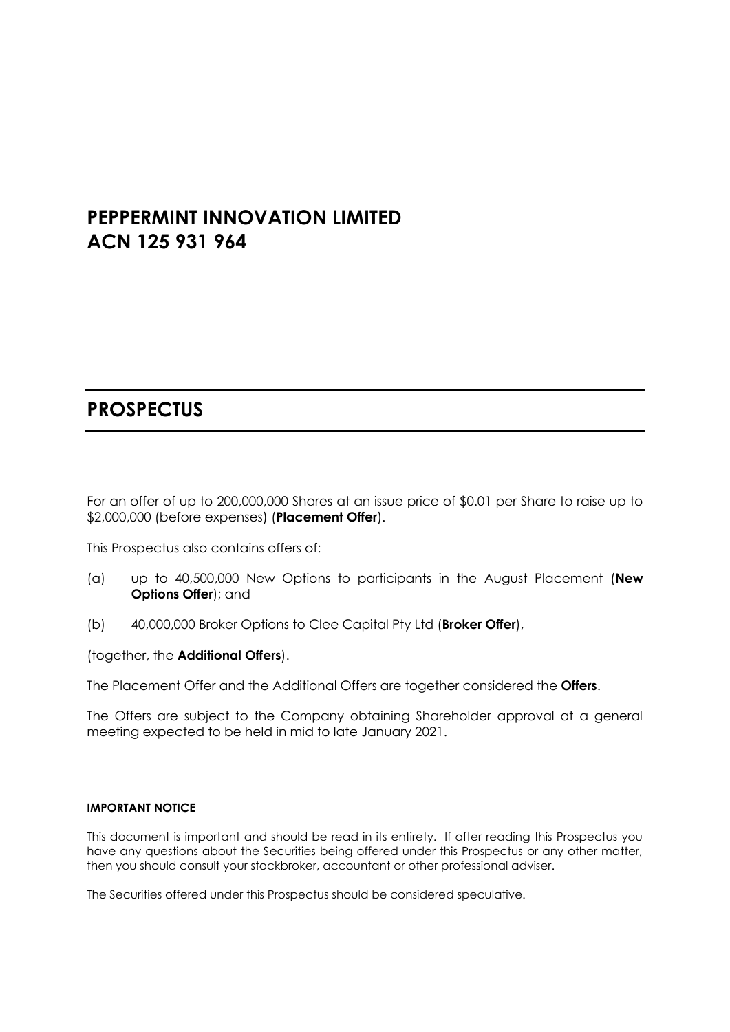# PEPPERMINT INNOVATION LIMITED
# ACN 125 931 964

# PROSPECTUS

For an offer of up to 200,000,000 Shares at an issue price of $0.01 per Share to raise up to $2,000,000 (before expenses) (**Placement Offer**).

This Prospectus also contains offers of:

(a) up to 40,500,000 New Options to participants in the August Placement (**New Options Offer**); and

(b) 40,000,000 Broker Options to Clee Capital Pty Ltd (**Broker Offer**),

(together, the **Additional Offers**).

The Placement Offer and the Additional Offers are together considered the **Offers**.

The Offers are subject to the Company obtaining Shareholder approval at a general meeting expected to be held in mid to late January 2021.

#### IMPORTANT NOTICE

This document is important and should be read in its entirety. If after reading this Prospectus you have any questions about the Securities being offered under this Prospectus or any other matter, then you should consult your stockbroker, accountant or other professional adviser.

The Securities offered under this Prospectus should be considered speculative.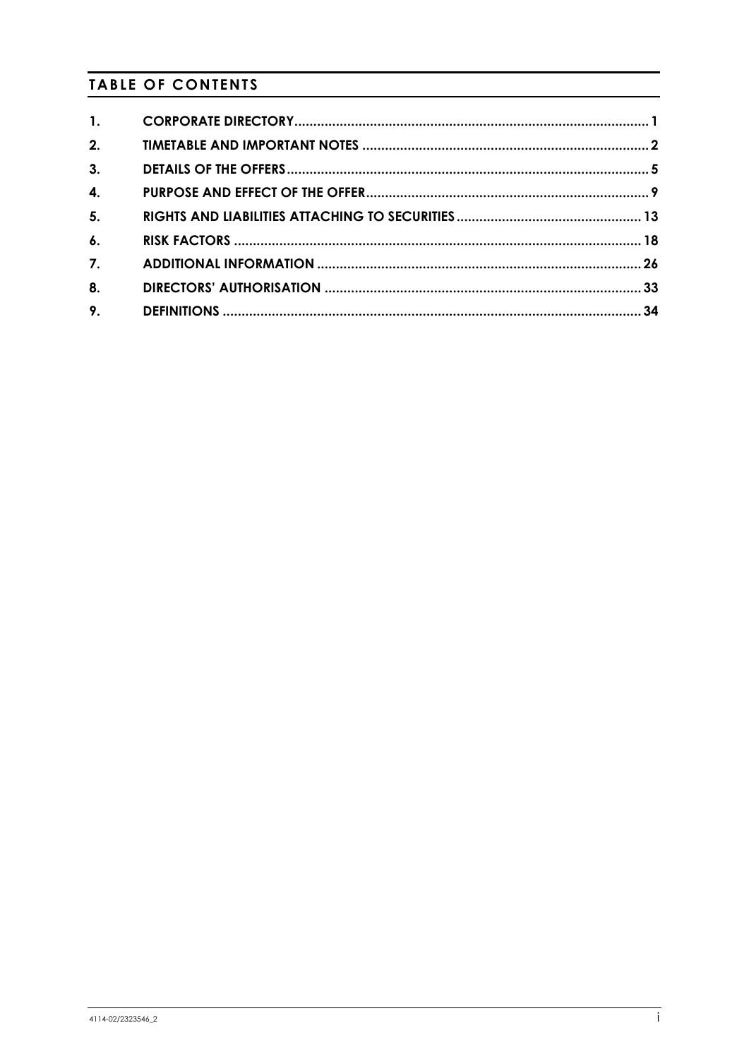## TABLE OF CONTENTS

| | | |
|---|---|---|
| 1. | CORPORATE DIRECTORY | 1 |
| 2. | TIMETABLE AND IMPORTANT NOTES | 2 |
| 3. | DETAILS OF THE OFFERS | 5 |
| 4. | PURPOSE AND EFFECT OF THE OFFER | 9 |
| 5. | RIGHTS AND LIABILITIES ATTACHING TO SECURITIES | 13 |
| 6. | RISK FACTORS | 18 |
| 7. | ADDITIONAL INFORMATION | 26 |
| 8. | DIRECTORS' AUTHORISATION | 33 |
| 9. | DEFINITIONS | 34 |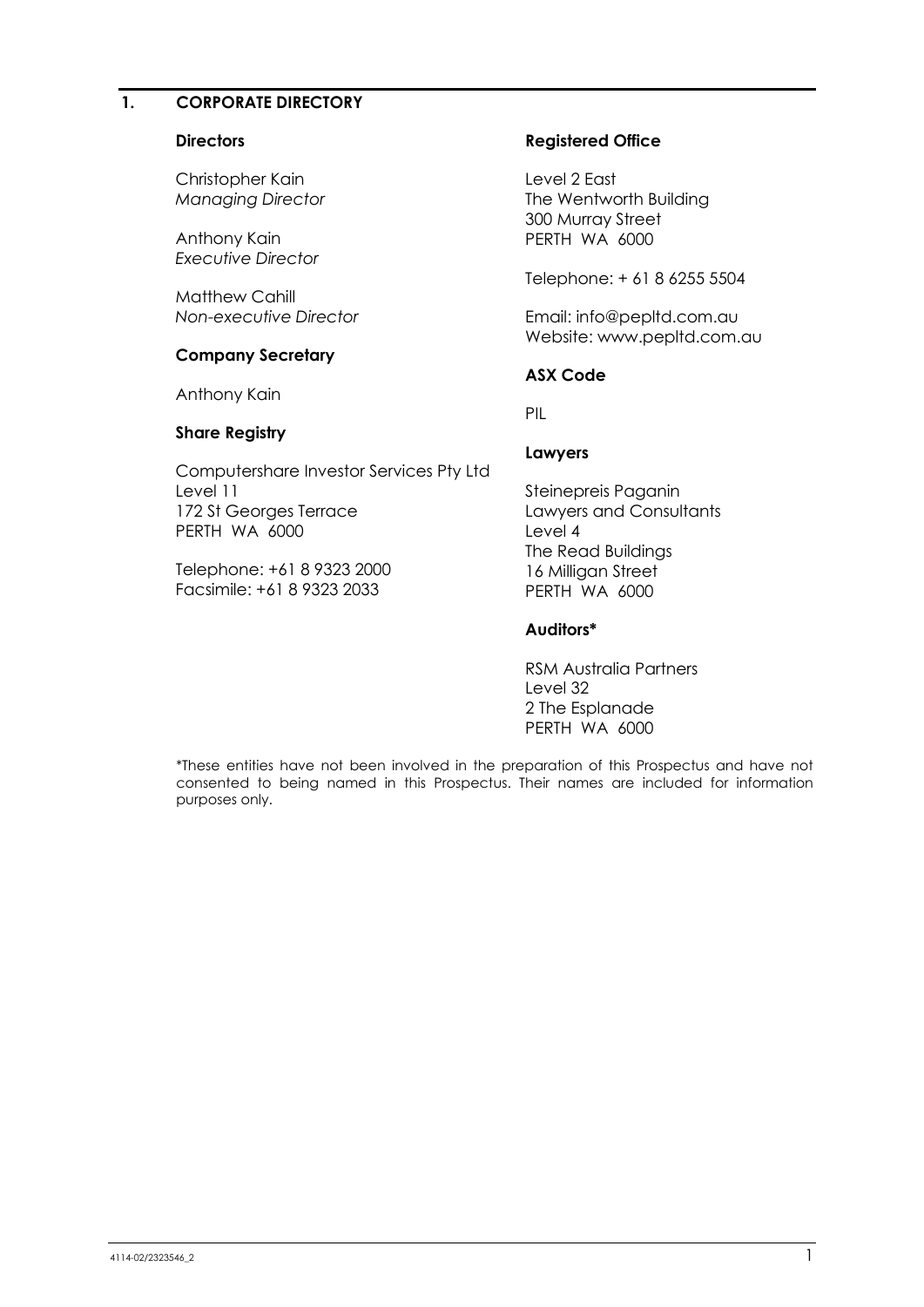## 1. CORPORATE DIRECTORY

**Directors**

Christopher Kain
*Managing Director*

Anthony Kain
*Executive Director*

Matthew Cahill
*Non-executive Director*

**Company Secretary**

Anthony Kain

**Share Registry**

Computershare Investor Services Pty Ltd
Level 11
172 St Georges Terrace
PERTH WA 6000

Telephone: +61 8 9323 2000
Facsimile: +61 8 9323 2033

**Registered Office**

Level 2 East
The Wentworth Building
300 Murray Street
PERTH WA 6000

Telephone: + 61 8 6255 5504

Email: info@pepltd.com.au
Website: www.pepltd.com.au

**ASX Code**

PIL

**Lawyers**

Steinepreis Paganin
Lawyers and Consultants
Level 4
The Read Buildings
16 Milligan Street
PERTH WA 6000

**Auditors***

RSM Australia Partners
Level 32
2 The Esplanade
PERTH WA 6000

*These entities have not been involved in the preparation of this Prospectus and have not consented to being named in this Prospectus. Their names are included for information purposes only.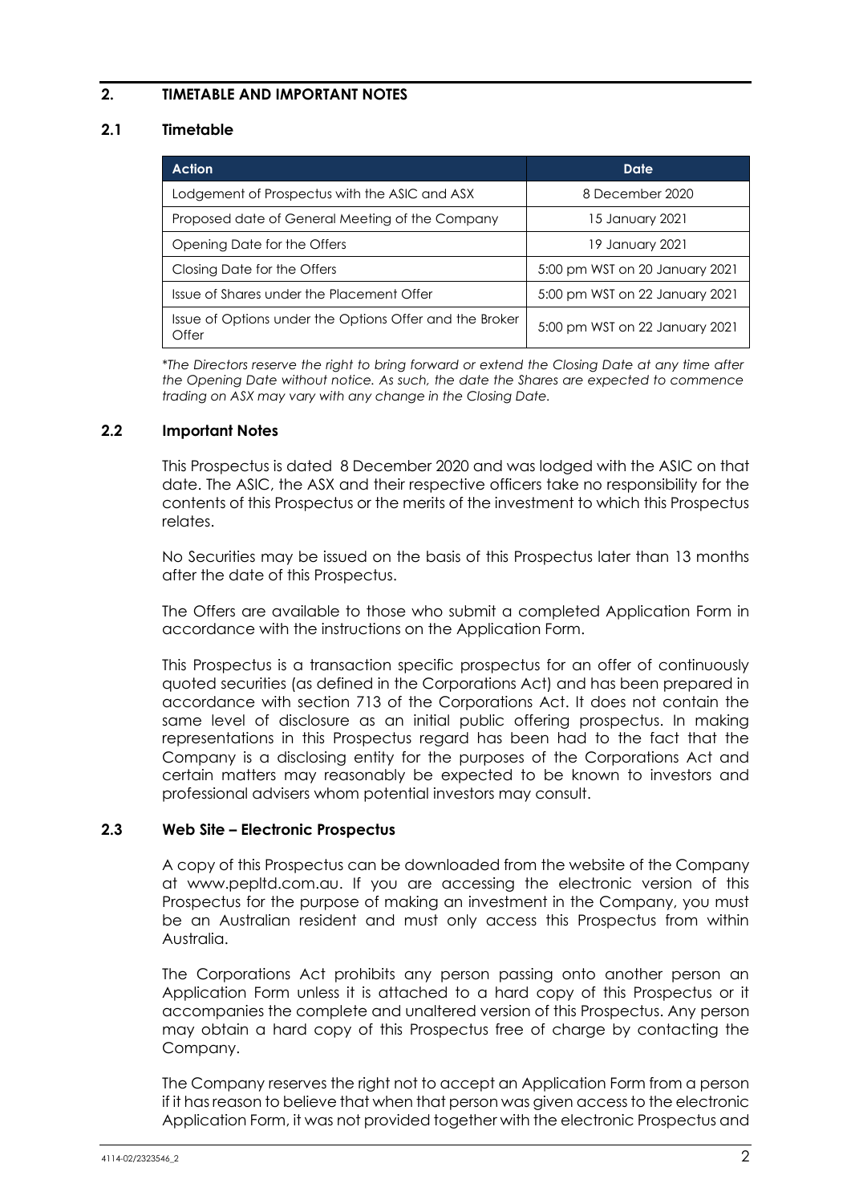## 2. TIMETABLE AND IMPORTANT NOTES

### 2.1 Timetable

| Action | Date |
|---|---|
| Lodgement of Prospectus with the ASIC and ASX | 8 December 2020 |
| Proposed date of General Meeting of the Company | 15 January 2021 |
| Opening Date for the Offers | 19 January 2021 |
| Closing Date for the Offers | 5:00 pm WST on 20 January 2021 |
| Issue of Shares under the Placement Offer | 5:00 pm WST on 22 January 2021 |
| Issue of Options under the Options Offer and the Broker Offer | 5:00 pm WST on 22 January 2021 |

**The Directors reserve the right to bring forward or extend the Closing Date at any time after the Opening Date without notice. As such, the date the Shares are expected to commence trading on ASX may vary with any change in the Closing Date.*

### 2.2 Important Notes

This Prospectus is dated 8 December 2020 and was lodged with the ASIC on that date. The ASIC, the ASX and their respective officers take no responsibility for the contents of this Prospectus or the merits of the investment to which this Prospectus relates.

No Securities may be issued on the basis of this Prospectus later than 13 months after the date of this Prospectus.

The Offers are available to those who submit a completed Application Form in accordance with the instructions on the Application Form.

This Prospectus is a transaction specific prospectus for an offer of continuously quoted securities (as defined in the Corporations Act) and has been prepared in accordance with section 713 of the Corporations Act. It does not contain the same level of disclosure as an initial public offering prospectus. In making representations in this Prospectus regard has been had to the fact that the Company is a disclosing entity for the purposes of the Corporations Act and certain matters may reasonably be expected to be known to investors and professional advisers whom potential investors may consult.

### 2.3 Web Site – Electronic Prospectus

A copy of this Prospectus can be downloaded from the website of the Company at www.pepltd.com.au. If you are accessing the electronic version of this Prospectus for the purpose of making an investment in the Company, you must be an Australian resident and must only access this Prospectus from within Australia.

The Corporations Act prohibits any person passing onto another person an Application Form unless it is attached to a hard copy of this Prospectus or it accompanies the complete and unaltered version of this Prospectus. Any person may obtain a hard copy of this Prospectus free of charge by contacting the Company.

The Company reserves the right not to accept an Application Form from a person if it has reason to believe that when that person was given access to the electronic Application Form, it was not provided together with the electronic Prospectus and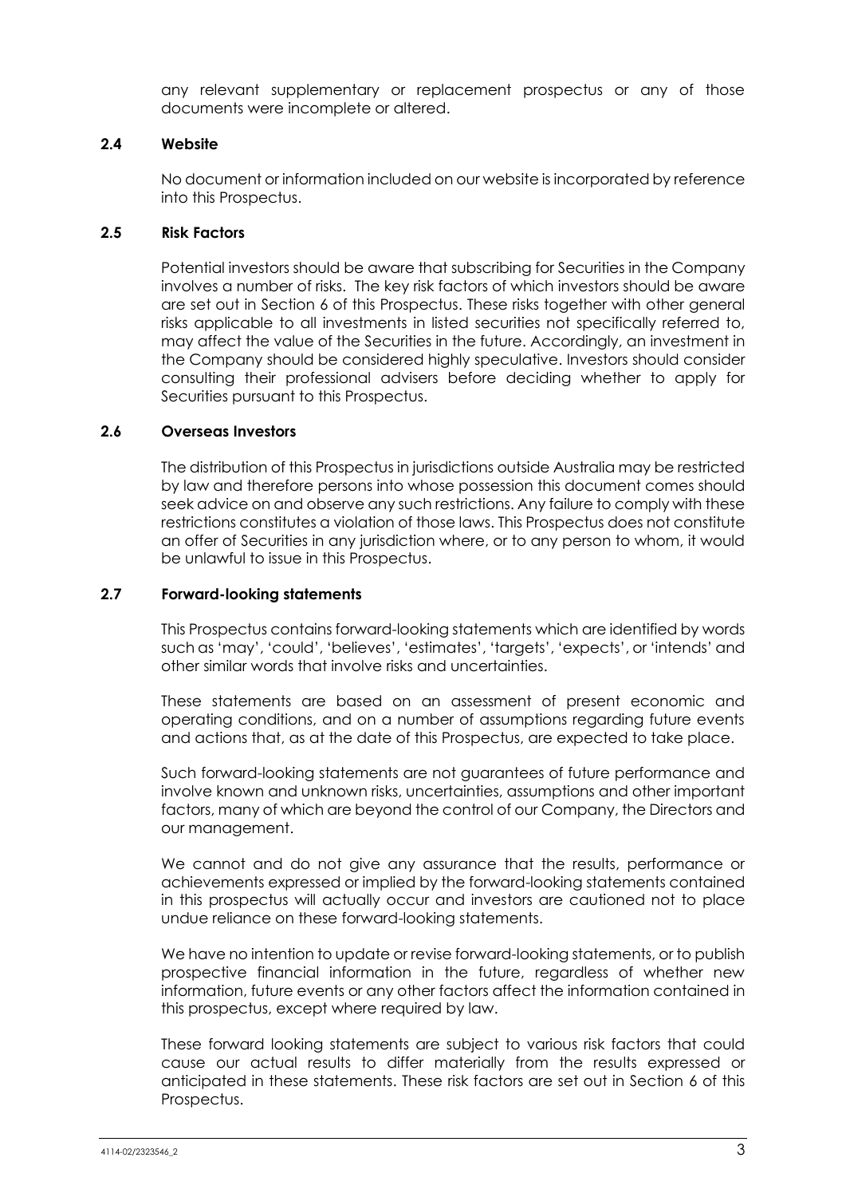any relevant supplementary or replacement prospectus or any of those documents were incomplete or altered.

### 2.4 Website

No document or information included on our website is incorporated by reference into this Prospectus.

### 2.5 Risk Factors

Potential investors should be aware that subscribing for Securities in the Company involves a number of risks. The key risk factors of which investors should be aware are set out in Section 6 of this Prospectus. These risks together with other general risks applicable to all investments in listed securities not specifically referred to, may affect the value of the Securities in the future. Accordingly, an investment in the Company should be considered highly speculative. Investors should consider consulting their professional advisers before deciding whether to apply for Securities pursuant to this Prospectus.

### 2.6 Overseas Investors

The distribution of this Prospectus in jurisdictions outside Australia may be restricted by law and therefore persons into whose possession this document comes should seek advice on and observe any such restrictions. Any failure to comply with these restrictions constitutes a violation of those laws. This Prospectus does not constitute an offer of Securities in any jurisdiction where, or to any person to whom, it would be unlawful to issue in this Prospectus.

### 2.7 Forward-looking statements

This Prospectus contains forward-looking statements which are identified by words such as 'may', 'could', 'believes', 'estimates', 'targets', 'expects', or 'intends' and other similar words that involve risks and uncertainties.

These statements are based on an assessment of present economic and operating conditions, and on a number of assumptions regarding future events and actions that, as at the date of this Prospectus, are expected to take place.

Such forward-looking statements are not guarantees of future performance and involve known and unknown risks, uncertainties, assumptions and other important factors, many of which are beyond the control of our Company, the Directors and our management.

We cannot and do not give any assurance that the results, performance or achievements expressed or implied by the forward-looking statements contained in this prospectus will actually occur and investors are cautioned not to place undue reliance on these forward-looking statements.

We have no intention to update or revise forward-looking statements, or to publish prospective financial information in the future, regardless of whether new information, future events or any other factors affect the information contained in this prospectus, except where required by law.

These forward looking statements are subject to various risk factors that could cause our actual results to differ materially from the results expressed or anticipated in these statements. These risk factors are set out in Section 6 of this Prospectus.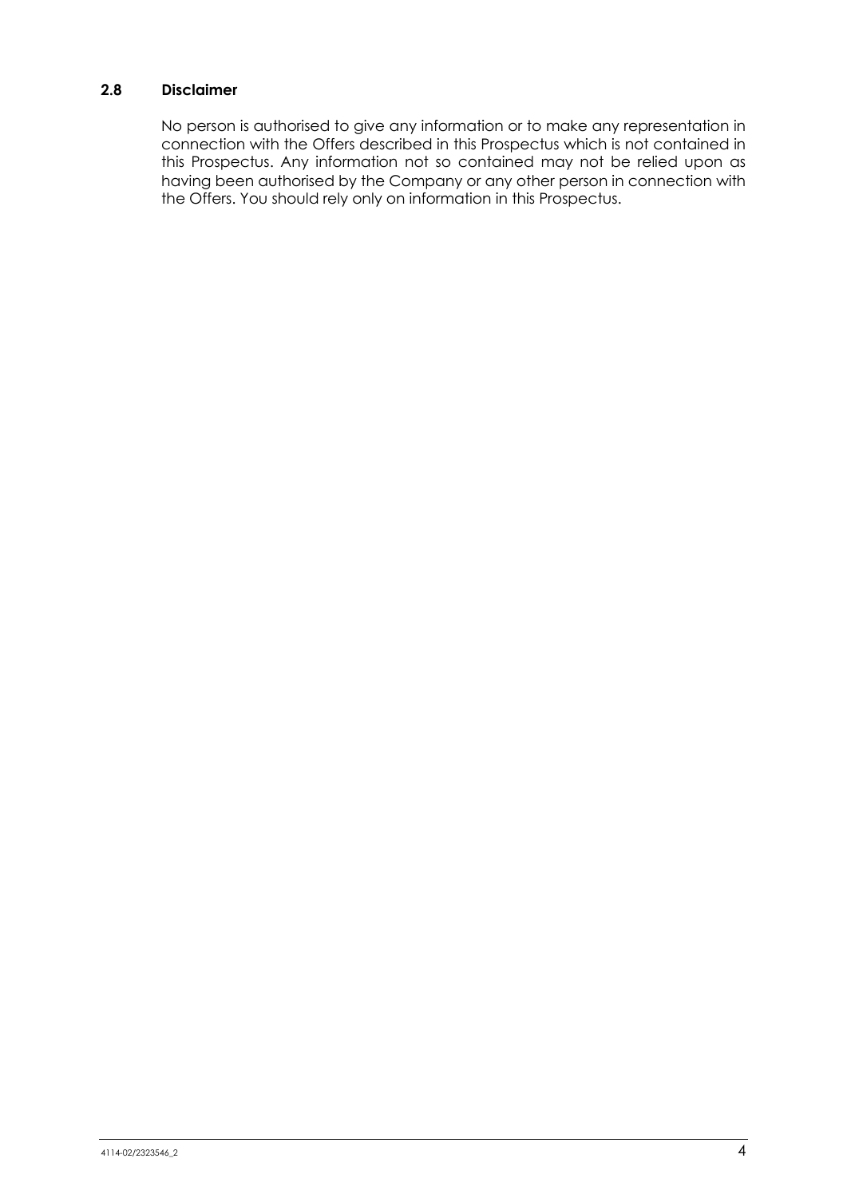### 2.8 Disclaimer

No person is authorised to give any information or to make any representation in connection with the Offers described in this Prospectus which is not contained in this Prospectus. Any information not so contained may not be relied upon as having been authorised by the Company or any other person in connection with the Offers. You should rely only on information in this Prospectus.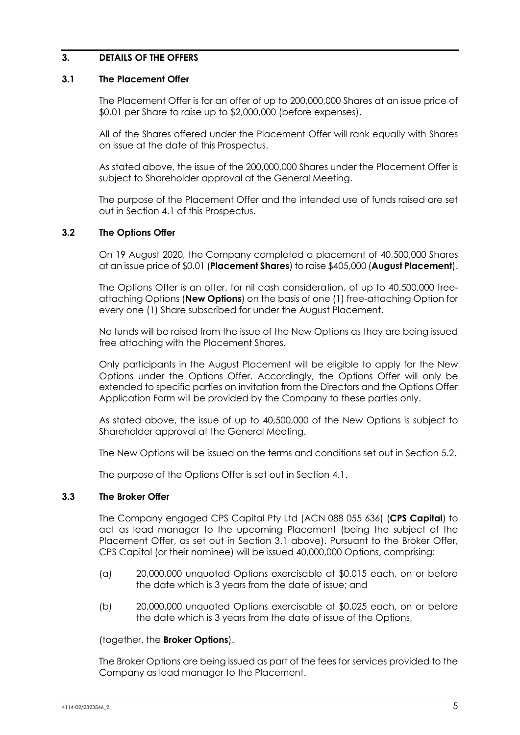## 3. DETAILS OF THE OFFERS

### 3.1 The Placement Offer

The Placement Offer is for an offer of up to 200,000,000 Shares at an issue price of $0.01 per Share to raise up to $2,000,000 (before expenses).

All of the Shares offered under the Placement Offer will rank equally with Shares on issue at the date of this Prospectus.

As stated above, the issue of the 200,000,000 Shares under the Placement Offer is subject to Shareholder approval at the General Meeting.

The purpose of the Placement Offer and the intended use of funds raised are set out in Section 4.1 of this Prospectus.

### 3.2 The Options Offer

On 19 August 2020, the Company completed a placement of 40,500,000 Shares at an issue price of $0.01 (**Placement Shares**) to raise $405,000 (**August Placement**).

The Options Offer is an offer, for nil cash consideration, of up to 40,500,000 free-attaching Options (**New Options**) on the basis of one (1) free-attaching Option for every one (1) Share subscribed for under the August Placement.

No funds will be raised from the issue of the New Options as they are being issued free attaching with the Placement Shares.

Only participants in the August Placement will be eligible to apply for the New Options under the Options Offer. Accordingly, the Options Offer will only be extended to specific parties on invitation from the Directors and the Options Offer Application Form will be provided by the Company to these parties only.

As stated above, the issue of up to 40,500,000 of the New Options is subject to Shareholder approval at the General Meeting.

The New Options will be issued on the terms and conditions set out in Section 5.2.

The purpose of the Options Offer is set out in Section 4.1.

### 3.3 The Broker Offer

The Company engaged CPS Capital Pty Ltd (ACN 088 055 636) (**CPS Capital**) to act as lead manager to the upcoming Placement (being the subject of the Placement Offer, as set out in Section 3.1 above). Pursuant to the Broker Offer, CPS Capital (or their nominee) will be issued 40,000,000 Options, comprising:

(a) 20,000,000 unquoted Options exercisable at $0.015 each, on or before the date which is 3 years from the date of issue; and

(b) 20,000,000 unquoted Options exercisable at $0.025 each, on or before the date which is 3 years from the date of issue of the Options,

(together, the **Broker Options**).

The Broker Options are being issued as part of the fees for services provided to the Company as lead manager to the Placement.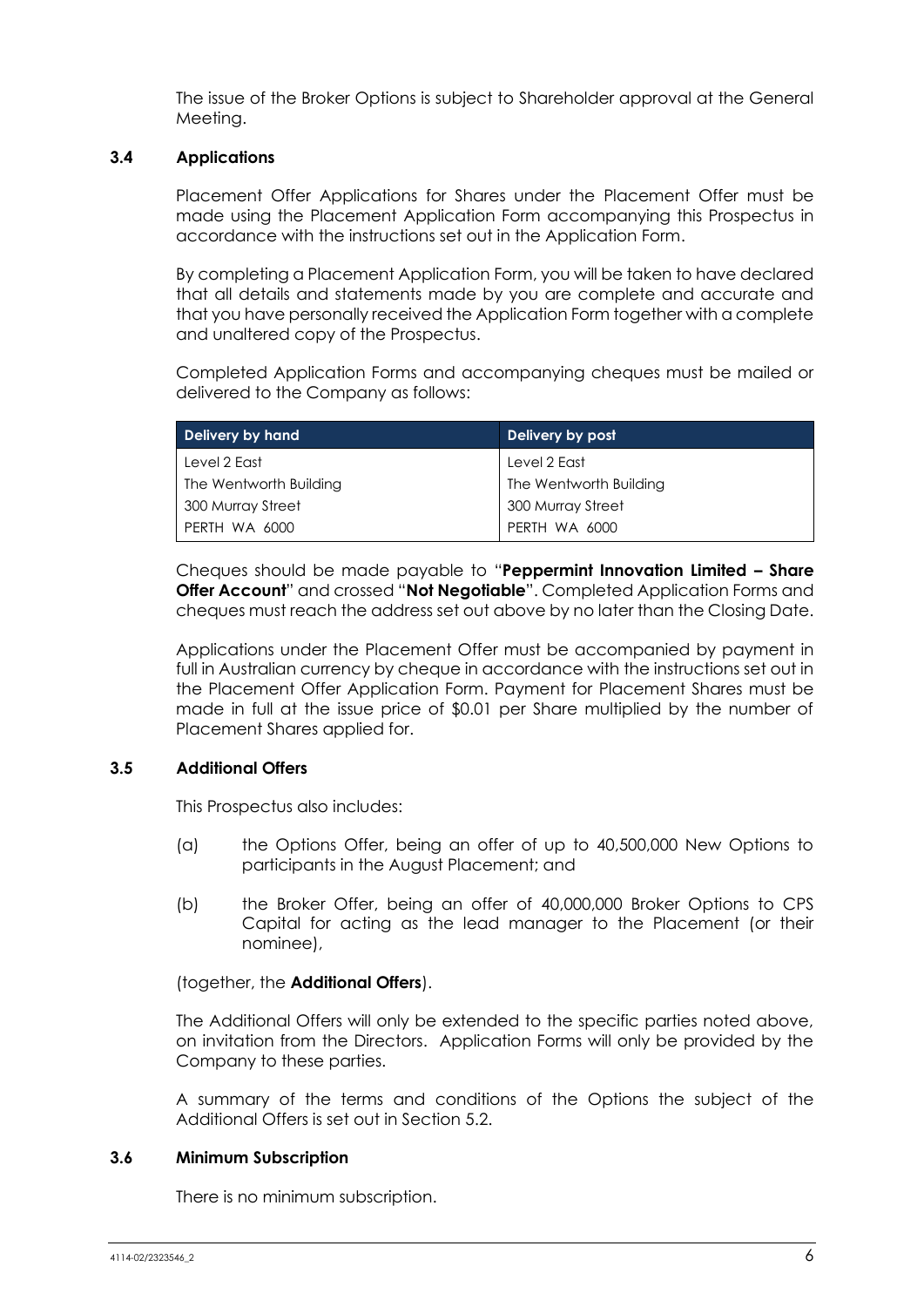The issue of the Broker Options is subject to Shareholder approval at the General Meeting.

### 3.4 Applications

Placement Offer Applications for Shares under the Placement Offer must be made using the Placement Application Form accompanying this Prospectus in accordance with the instructions set out in the Application Form.

By completing a Placement Application Form, you will be taken to have declared that all details and statements made by you are complete and accurate and that you have personally received the Application Form together with a complete and unaltered copy of the Prospectus.

Completed Application Forms and accompanying cheques must be mailed or delivered to the Company as follows:

| Delivery by hand | Delivery by post |
|---|---|
| Level 2 East | Level 2 East |
| The Wentworth Building | The Wentworth Building |
| 300 Murray Street | 300 Murray Street |
| PERTH WA 6000 | PERTH WA 6000 |

Cheques should be made payable to "**Peppermint Innovation Limited – Share Offer Account**" and crossed "**Not Negotiable**". Completed Application Forms and cheques must reach the address set out above by no later than the Closing Date.

Applications under the Placement Offer must be accompanied by payment in full in Australian currency by cheque in accordance with the instructions set out in the Placement Offer Application Form. Payment for Placement Shares must be made in full at the issue price of $0.01 per Share multiplied by the number of Placement Shares applied for.

### 3.5 Additional Offers

This Prospectus also includes:

(a) the Options Offer, being an offer of up to 40,500,000 New Options to participants in the August Placement; and

(b) the Broker Offer, being an offer of 40,000,000 Broker Options to CPS Capital for acting as the lead manager to the Placement (or their nominee),

(together, the **Additional Offers**).

The Additional Offers will only be extended to the specific parties noted above, on invitation from the Directors. Application Forms will only be provided by the Company to these parties.

A summary of the terms and conditions of the Options the subject of the Additional Offers is set out in Section 5.2.

### 3.6 Minimum Subscription

There is no minimum subscription.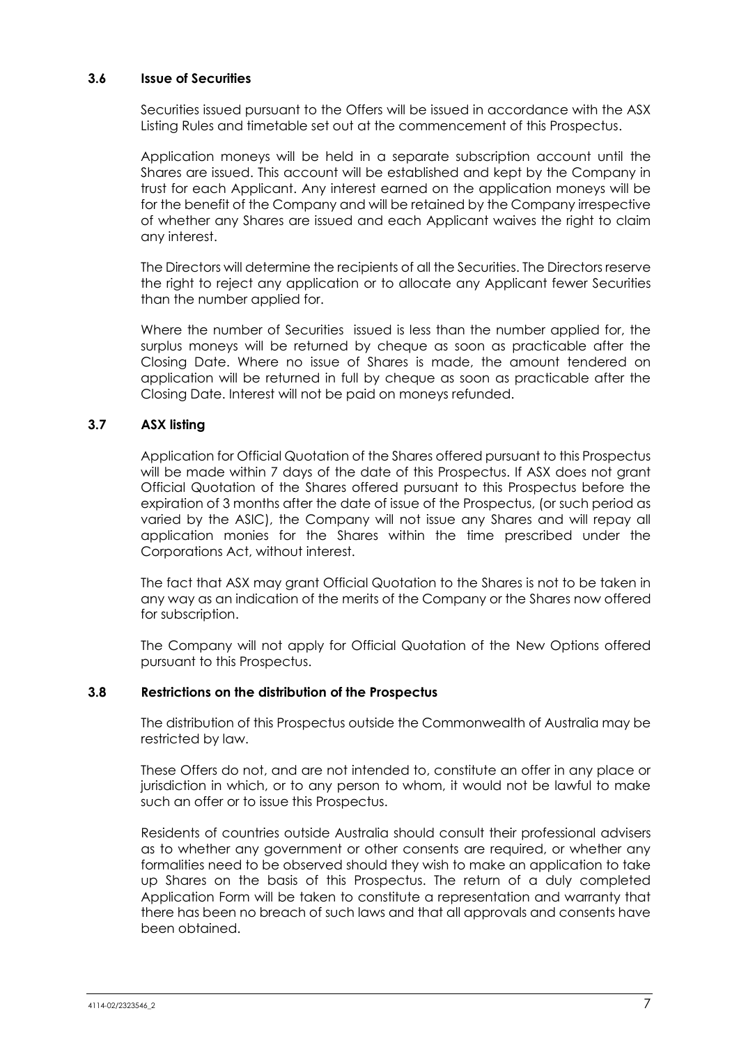### 3.6 Issue of Securities

Securities issued pursuant to the Offers will be issued in accordance with the ASX Listing Rules and timetable set out at the commencement of this Prospectus.

Application moneys will be held in a separate subscription account until the Shares are issued. This account will be established and kept by the Company in trust for each Applicant. Any interest earned on the application moneys will be for the benefit of the Company and will be retained by the Company irrespective of whether any Shares are issued and each Applicant waives the right to claim any interest.

The Directors will determine the recipients of all the Securities. The Directors reserve the right to reject any application or to allocate any Applicant fewer Securities than the number applied for.

Where the number of Securities issued is less than the number applied for, the surplus moneys will be returned by cheque as soon as practicable after the Closing Date. Where no issue of Shares is made, the amount tendered on application will be returned in full by cheque as soon as practicable after the Closing Date. Interest will not be paid on moneys refunded.

### 3.7 ASX listing

Application for Official Quotation of the Shares offered pursuant to this Prospectus will be made within 7 days of the date of this Prospectus. If ASX does not grant Official Quotation of the Shares offered pursuant to this Prospectus before the expiration of 3 months after the date of issue of the Prospectus, (or such period as varied by the ASIC), the Company will not issue any Shares and will repay all application monies for the Shares within the time prescribed under the Corporations Act, without interest.

The fact that ASX may grant Official Quotation to the Shares is not to be taken in any way as an indication of the merits of the Company or the Shares now offered for subscription.

The Company will not apply for Official Quotation of the New Options offered pursuant to this Prospectus.

### 3.8 Restrictions on the distribution of the Prospectus

The distribution of this Prospectus outside the Commonwealth of Australia may be restricted by law.

These Offers do not, and are not intended to, constitute an offer in any place or jurisdiction in which, or to any person to whom, it would not be lawful to make such an offer or to issue this Prospectus.

Residents of countries outside Australia should consult their professional advisers as to whether any government or other consents are required, or whether any formalities need to be observed should they wish to make an application to take up Shares on the basis of this Prospectus. The return of a duly completed Application Form will be taken to constitute a representation and warranty that there has been no breach of such laws and that all approvals and consents have been obtained.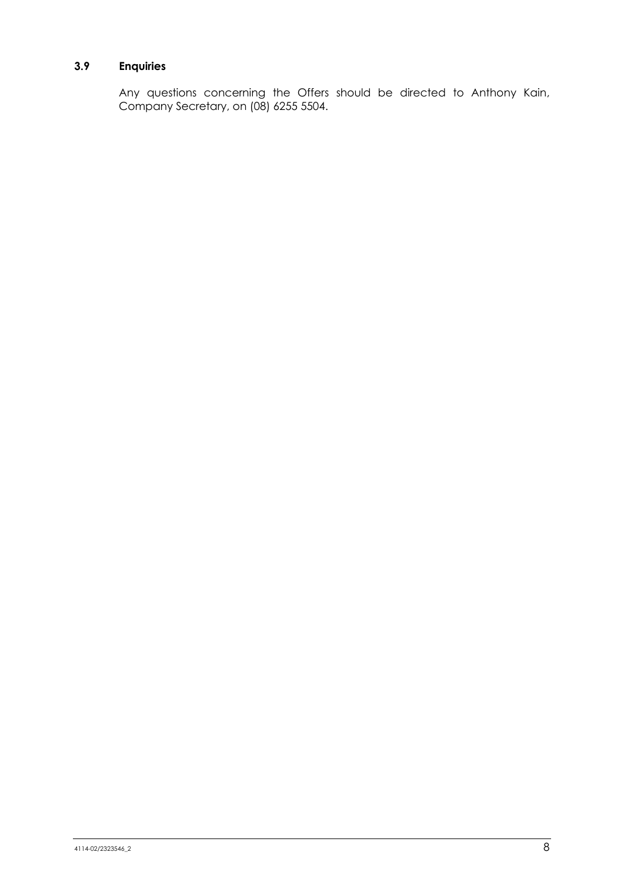### 3.9 Enquiries

Any questions concerning the Offers should be directed to Anthony Kain, Company Secretary, on (08) 6255 5504.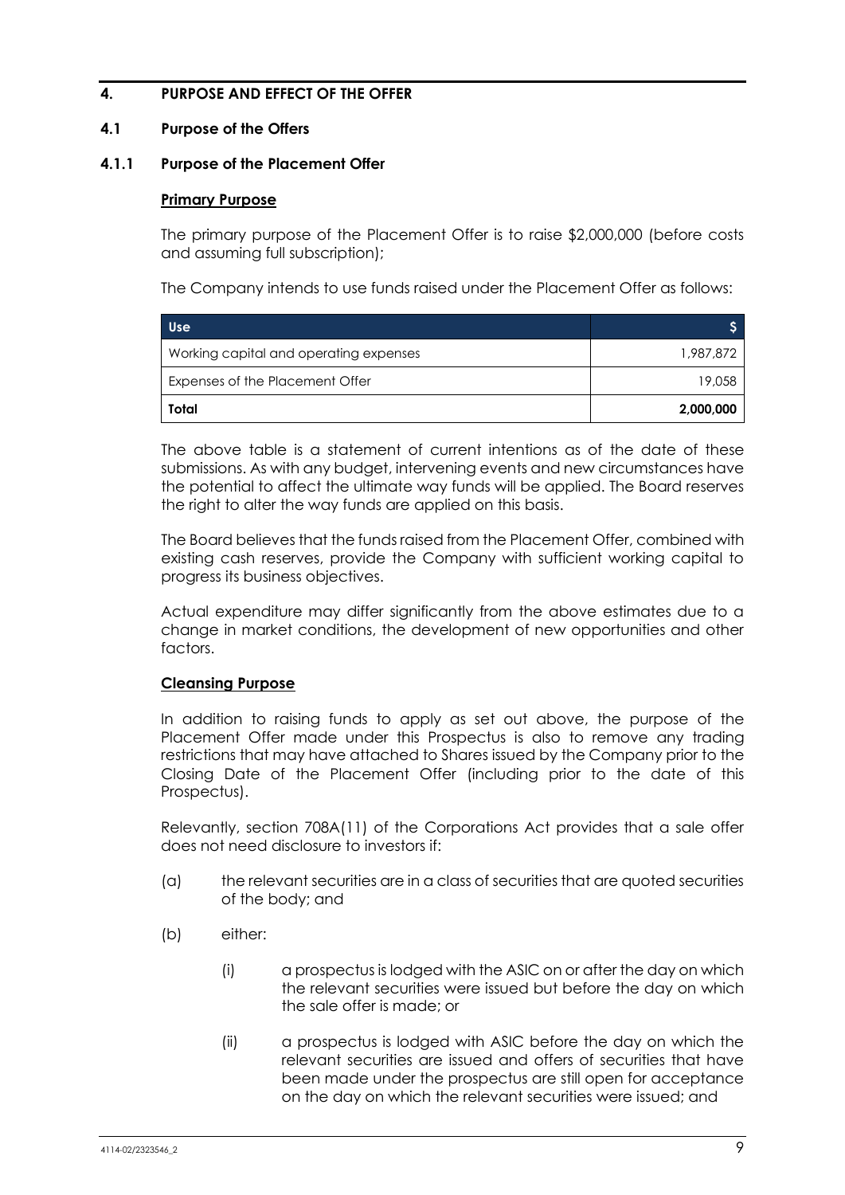## 4. PURPOSE AND EFFECT OF THE OFFER

### 4.1 Purpose of the Offers

#### 4.1.1 Purpose of the Placement Offer

**Primary Purpose**

The primary purpose of the Placement Offer is to raise $2,000,000 (before costs and assuming full subscription);

The Company intends to use funds raised under the Placement Offer as follows:

| Use | $ |
|---|---|
| Working capital and operating expenses | 1,987,872 |
| Expenses of the Placement Offer | 19,058 |
| **Total** | **2,000,000** |

The above table is a statement of current intentions as of the date of these submissions. As with any budget, intervening events and new circumstances have the potential to affect the ultimate way funds will be applied. The Board reserves the right to alter the way funds are applied on this basis.

The Board believes that the funds raised from the Placement Offer, combined with existing cash reserves, provide the Company with sufficient working capital to progress its business objectives.

Actual expenditure may differ significantly from the above estimates due to a change in market conditions, the development of new opportunities and other factors.

**Cleansing Purpose**

In addition to raising funds to apply as set out above, the purpose of the Placement Offer made under this Prospectus is also to remove any trading restrictions that may have attached to Shares issued by the Company prior to the Closing Date of the Placement Offer (including prior to the date of this Prospectus).

Relevantly, section 708A(11) of the Corporations Act provides that a sale offer does not need disclosure to investors if:

(a) the relevant securities are in a class of securities that are quoted securities of the body; and

(b) either:

(i) a prospectus is lodged with the ASIC on or after the day on which the relevant securities were issued but before the day on which the sale offer is made; or

(ii) a prospectus is lodged with ASIC before the day on which the relevant securities are issued and offers of securities that have been made under the prospectus are still open for acceptance on the day on which the relevant securities were issued; and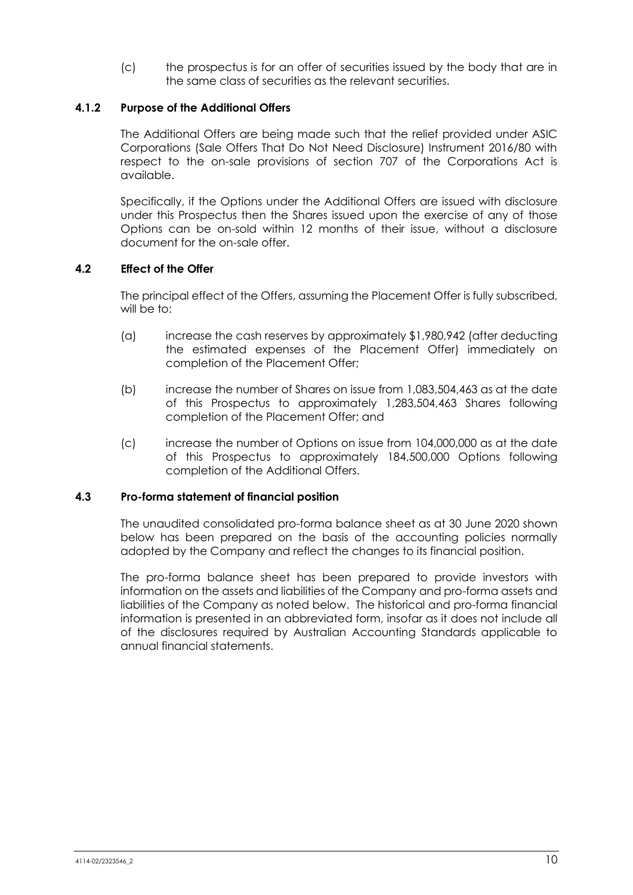(c) the prospectus is for an offer of securities issued by the body that are in the same class of securities as the relevant securities.

#### 4.1.2 Purpose of the Additional Offers

The Additional Offers are being made such that the relief provided under ASIC Corporations (Sale Offers That Do Not Need Disclosure) Instrument 2016/80 with respect to the on-sale provisions of section 707 of the Corporations Act is available.

Specifically, if the Options under the Additional Offers are issued with disclosure under this Prospectus then the Shares issued upon the exercise of any of those Options can be on-sold within 12 months of their issue, without a disclosure document for the on-sale offer.

### 4.2 Effect of the Offer

The principal effect of the Offers, assuming the Placement Offer is fully subscribed, will be to:

(a) increase the cash reserves by approximately $1,980,942 (after deducting the estimated expenses of the Placement Offer) immediately on completion of the Placement Offer;

(b) increase the number of Shares on issue from 1,083,504,463 as at the date of this Prospectus to approximately 1,283,504,463 Shares following completion of the Placement Offer; and

(c) increase the number of Options on issue from 104,000,000 as at the date of this Prospectus to approximately 184,500,000 Options following completion of the Additional Offers.

### 4.3 Pro-forma statement of financial position

The unaudited consolidated pro-forma balance sheet as at 30 June 2020 shown below has been prepared on the basis of the accounting policies normally adopted by the Company and reflect the changes to its financial position.

The pro-forma balance sheet has been prepared to provide investors with information on the assets and liabilities of the Company and pro-forma assets and liabilities of the Company as noted below. The historical and pro-forma financial information is presented in an abbreviated form, insofar as it does not include all of the disclosures required by Australian Accounting Standards applicable to annual financial statements.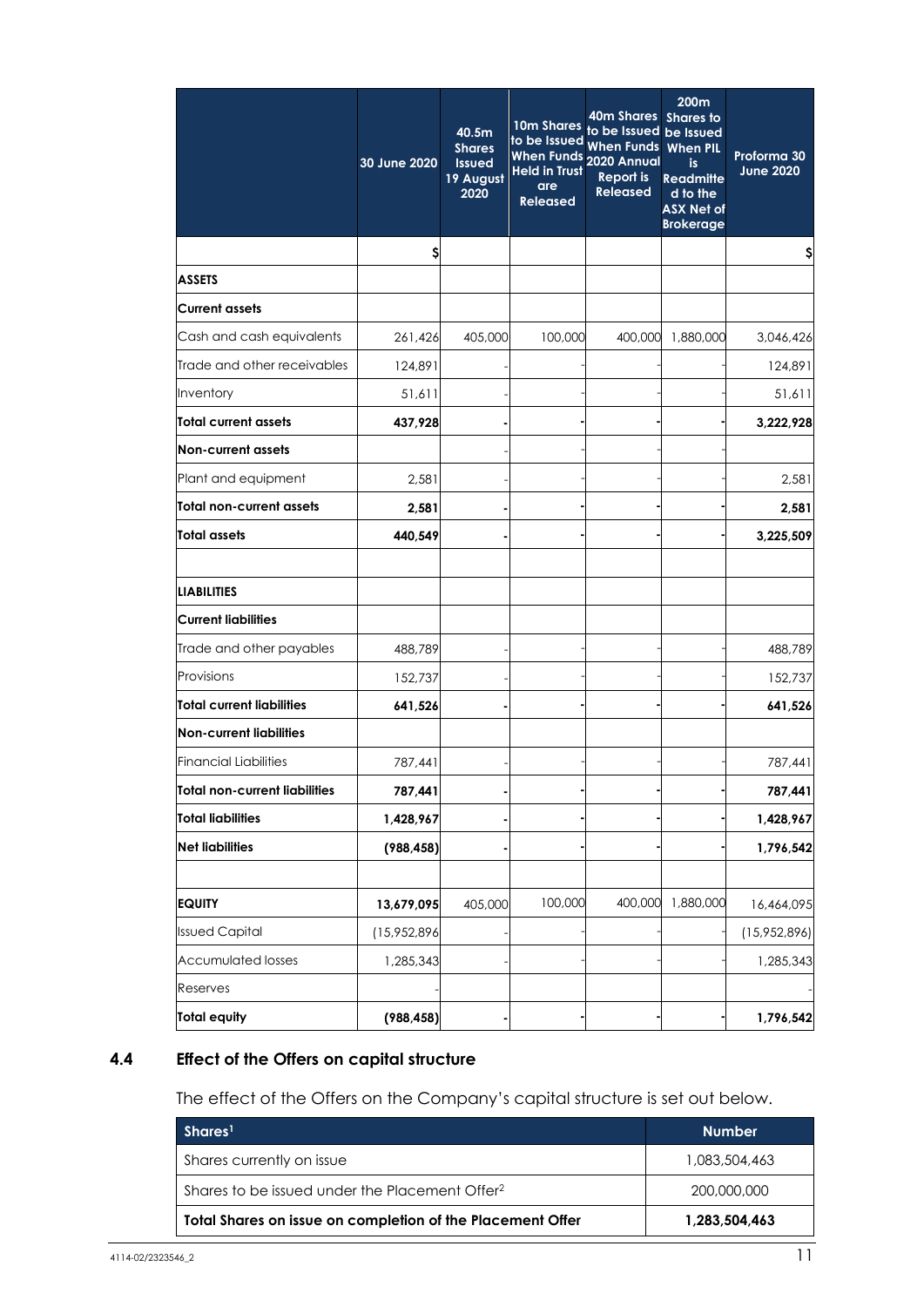| | 30 June 2020 | 40.5m Shares Issued 19 August 2020 | 10m Shares to be Issued When Funds Held in Trust are Released | 40m Shares to be Issued When Funds 2020 Annual Report is Released | 200m Shares to be Issued When PIL is Readmitted to the ASX Net of Brokerage | Proforma 30 June 2020 |
|---|---|---|---|---|---|---|
| | $ | | | | | $ |
| **ASSETS** | | | | | | |
| **Current assets** | | | | | | |
| Cash and cash equivalents | 261,426 | 405,000 | 100,000 | 400,000 | 1,880,000 | 3,046,426 |
| Trade and other receivables | 124,891 | - | - | - | - | 124,891 |
| Inventory | 51,611 | - | - | - | - | 51,611 |
| **Total current assets** | **437,928** | **-** | **-** | **-** | **-** | **3,222,928** |
| **Non-current assets** | | - | - | - | - | |
| Plant and equipment | 2,581 | - | - | - | - | 2,581 |
| **Total non-current assets** | **2,581** | **-** | **-** | **-** | **-** | **2,581** |
| **Total assets** | **440,549** | **-** | **-** | **-** | **-** | **3,225,509** |
| | | | | | | |
| **LIABILITIES** | | | | | | |
| **Current liabilities** | | | | | | |
| Trade and other payables | 488,789 | - | - | - | - | 488,789 |
| Provisions | 152,737 | - | - | - | - | 152,737 |
| **Total current liabilities** | **641,526** | **-** | **-** | **-** | **-** | **641,526** |
| **Non-current liabilities** | | | | | | |
| Financial Liabilities | 787,441 | - | - | - | - | 787,441 |
| **Total non-current liabilities** | **787,441** | **-** | **-** | **-** | **-** | **787,441** |
| **Total liabilities** | **1,428,967** | **-** | **-** | **-** | **-** | **1,428,967** |
| **Net liabilities** | **(988,458)** | **-** | **-** | **-** | **-** | **1,796,542** |
| | | | | | | |
| **EQUITY** | **13,679,095** | 405,000 | 100,000 | 400,000 | 1,880,000 | 16,464,095 |
| Issued Capital | (15,952,896 | - | - | - | - | (15,952,896) |
| Accumulated losses | 1,285,343 | - | - | - | - | 1,285,343 |
| Reserves | - | | | | | - |
| **Total equity** | **(988,458)** | **-** | **-** | **-** | **-** | **1,796,542** |

## 4.4 Effect of the Offers on capital structure

The effect of the Offers on the Company's capital structure is set out below.

| Shares[1] | Number |
|---|---|
| Shares currently on issue | 1,083,504,463 |
| Shares to be issued under the Placement Offer[2] | 200,000,000 |
| **Total Shares on issue on completion of the Placement Offer** | **1,283,504,463** |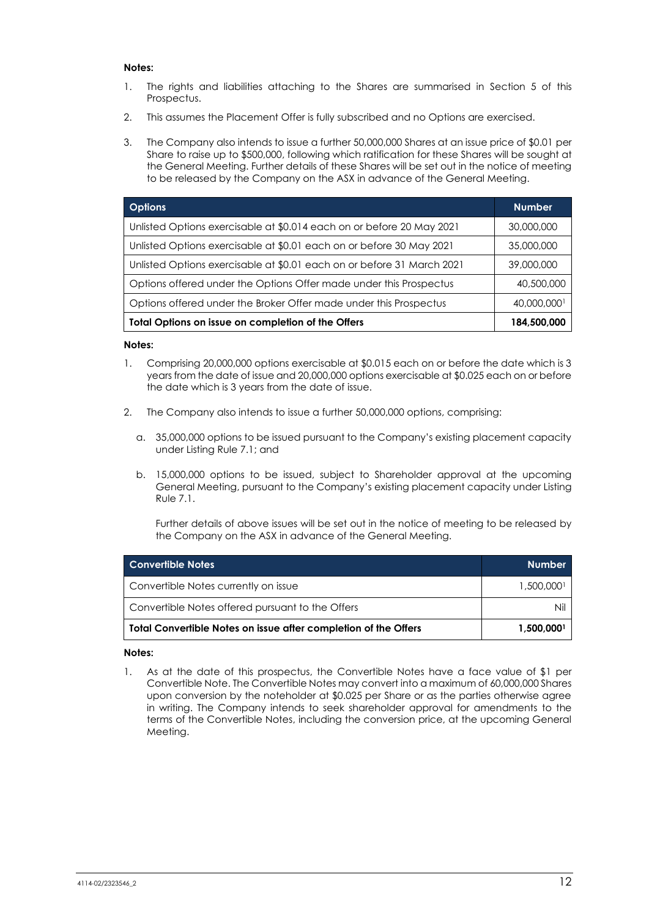**Notes:**

1. The rights and liabilities attaching to the Shares are summarised in Section 5 of this Prospectus.
2. This assumes the Placement Offer is fully subscribed and no Options are exercised.
3. The Company also intends to issue a further 50,000,000 Shares at an issue price of $0.01 per Share to raise up to $500,000, following which ratification for these Shares will be sought at the General Meeting. Further details of these Shares will be set out in the notice of meeting to be released by the Company on the ASX in advance of the General Meeting.

| Options | Number |
|---|---|
| Unlisted Options exercisable at $0.014 each on or before 20 May 2021 | 30,000,000 |
| Unlisted Options exercisable at $0.01 each on or before 30 May 2021 | 35,000,000 |
| Unlisted Options exercisable at $0.01 each on or before 31 March 2021 | 39,000,000 |
| Options offered under the Options Offer made under this Prospectus | 40,500,000 |
| Options offered under the Broker Offer made under this Prospectus | 40,000,000[1] |
| **Total Options on issue on completion of the Offers** | **184,500,000** |

**Notes:**

1. Comprising 20,000,000 options exercisable at $0.015 each on or before the date which is 3 years from the date of issue and 20,000,000 options exercisable at $0.025 each on or before the date which is 3 years from the date of issue.
2. The Company also intends to issue a further 50,000,000 options, comprising:
   a. 35,000,000 options to be issued pursuant to the Company's existing placement capacity under Listing Rule 7.1; and
   b. 15,000,000 options to be issued, subject to Shareholder approval at the upcoming General Meeting, pursuant to the Company's existing placement capacity under Listing Rule 7.1.

   Further details of above issues will be set out in the notice of meeting to be released by the Company on the ASX in advance of the General Meeting.

| Convertible Notes | Number |
|---|---|
| Convertible Notes currently on issue | 1,500,000[1] |
| Convertible Notes offered pursuant to the Offers | Nil |
| **Total Convertible Notes on issue after completion of the Offers** | **1,500,000[1]** |

**Notes:**

1. As at the date of this prospectus, the Convertible Notes have a face value of $1 per Convertible Note. The Convertible Notes may convert into a maximum of 60,000,000 Shares upon conversion by the noteholder at $0.025 per Share or as the parties otherwise agree in writing. The Company intends to seek shareholder approval for amendments to the terms of the Convertible Notes, including the conversion price, at the upcoming General Meeting.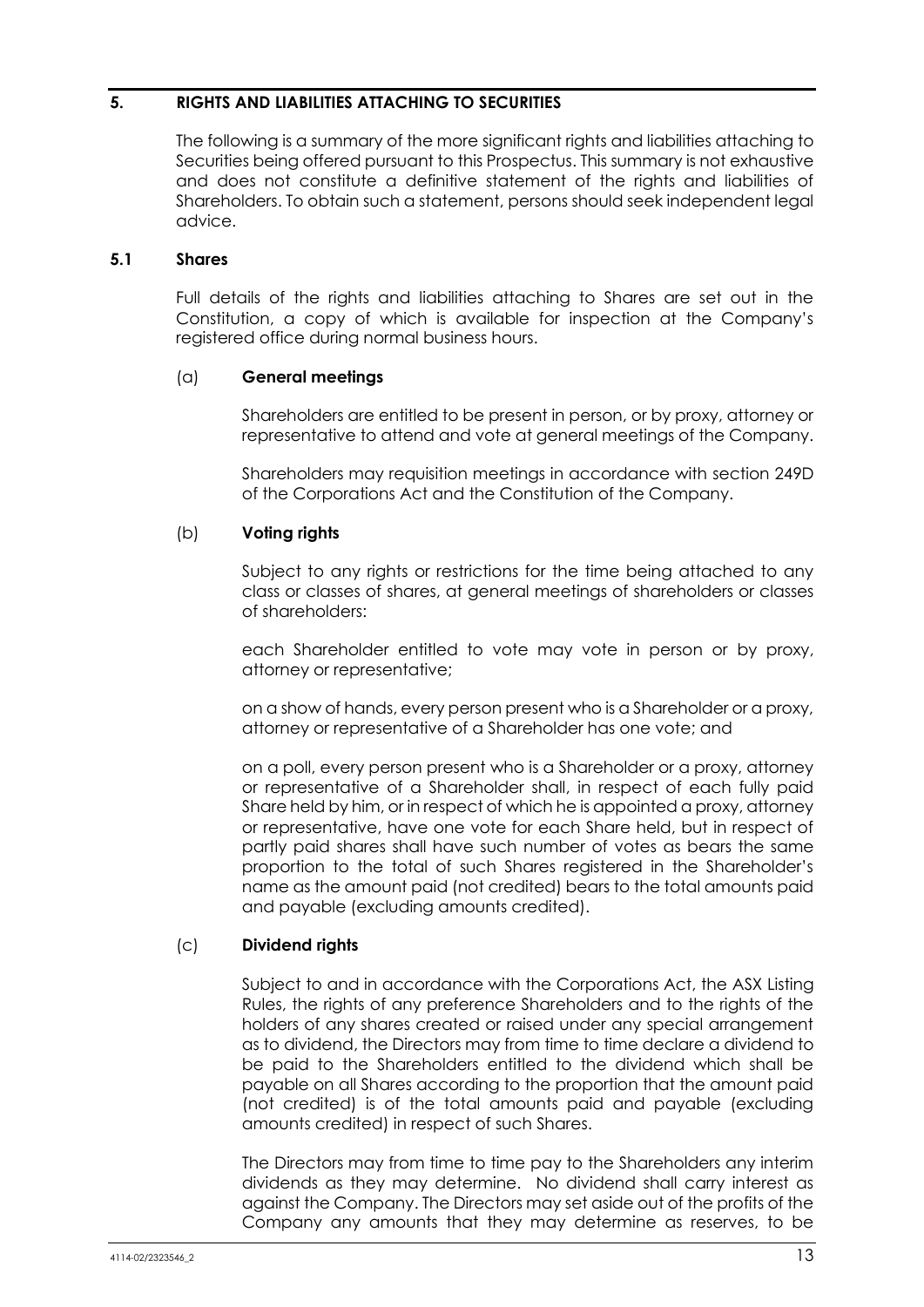## 5. RIGHTS AND LIABILITIES ATTACHING TO SECURITIES

The following is a summary of the more significant rights and liabilities attaching to Securities being offered pursuant to this Prospectus. This summary is not exhaustive and does not constitute a definitive statement of the rights and liabilities of Shareholders. To obtain such a statement, persons should seek independent legal advice.

### 5.1 Shares

Full details of the rights and liabilities attaching to Shares are set out in the Constitution, a copy of which is available for inspection at the Company's registered office during normal business hours.

#### (a) General meetings

Shareholders are entitled to be present in person, or by proxy, attorney or representative to attend and vote at general meetings of the Company.

Shareholders may requisition meetings in accordance with section 249D of the Corporations Act and the Constitution of the Company.

#### (b) Voting rights

Subject to any rights or restrictions for the time being attached to any class or classes of shares, at general meetings of shareholders or classes of shareholders:

each Shareholder entitled to vote may vote in person or by proxy, attorney or representative;

on a show of hands, every person present who is a Shareholder or a proxy, attorney or representative of a Shareholder has one vote; and

on a poll, every person present who is a Shareholder or a proxy, attorney or representative of a Shareholder shall, in respect of each fully paid Share held by him, or in respect of which he is appointed a proxy, attorney or representative, have one vote for each Share held, but in respect of partly paid shares shall have such number of votes as bears the same proportion to the total of such Shares registered in the Shareholder's name as the amount paid (not credited) bears to the total amounts paid and payable (excluding amounts credited).

#### (c) Dividend rights

Subject to and in accordance with the Corporations Act, the ASX Listing Rules, the rights of any preference Shareholders and to the rights of the holders of any shares created or raised under any special arrangement as to dividend, the Directors may from time to time declare a dividend to be paid to the Shareholders entitled to the dividend which shall be payable on all Shares according to the proportion that the amount paid (not credited) is of the total amounts paid and payable (excluding amounts credited) in respect of such Shares.

The Directors may from time to time pay to the Shareholders any interim dividends as they may determine. No dividend shall carry interest as against the Company. The Directors may set aside out of the profits of the Company any amounts that they may determine as reserves, to be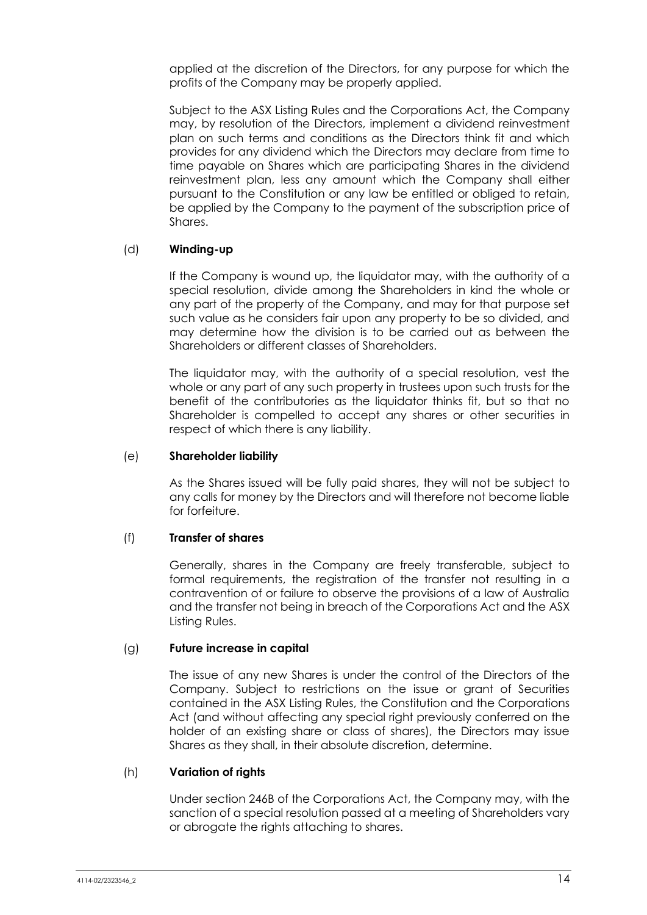applied at the discretion of the Directors, for any purpose for which the profits of the Company may be properly applied.

Subject to the ASX Listing Rules and the Corporations Act, the Company may, by resolution of the Directors, implement a dividend reinvestment plan on such terms and conditions as the Directors think fit and which provides for any dividend which the Directors may declare from time to time payable on Shares which are participating Shares in the dividend reinvestment plan, less any amount which the Company shall either pursuant to the Constitution or any law be entitled or obliged to retain, be applied by the Company to the payment of the subscription price of Shares.

(d) **Winding-up**

If the Company is wound up, the liquidator may, with the authority of a special resolution, divide among the Shareholders in kind the whole or any part of the property of the Company, and may for that purpose set such value as he considers fair upon any property to be so divided, and may determine how the division is to be carried out as between the Shareholders or different classes of Shareholders.

The liquidator may, with the authority of a special resolution, vest the whole or any part of any such property in trustees upon such trusts for the benefit of the contributories as the liquidator thinks fit, but so that no Shareholder is compelled to accept any shares or other securities in respect of which there is any liability.

(e) **Shareholder liability**

As the Shares issued will be fully paid shares, they will not be subject to any calls for money by the Directors and will therefore not become liable for forfeiture.

(f) **Transfer of shares**

Generally, shares in the Company are freely transferable, subject to formal requirements, the registration of the transfer not resulting in a contravention of or failure to observe the provisions of a law of Australia and the transfer not being in breach of the Corporations Act and the ASX Listing Rules.

(g) **Future increase in capital**

The issue of any new Shares is under the control of the Directors of the Company. Subject to restrictions on the issue or grant of Securities contained in the ASX Listing Rules, the Constitution and the Corporations Act (and without affecting any special right previously conferred on the holder of an existing share or class of shares), the Directors may issue Shares as they shall, in their absolute discretion, determine.

(h) **Variation of rights**

Under section 246B of the Corporations Act, the Company may, with the sanction of a special resolution passed at a meeting of Shareholders vary or abrogate the rights attaching to shares.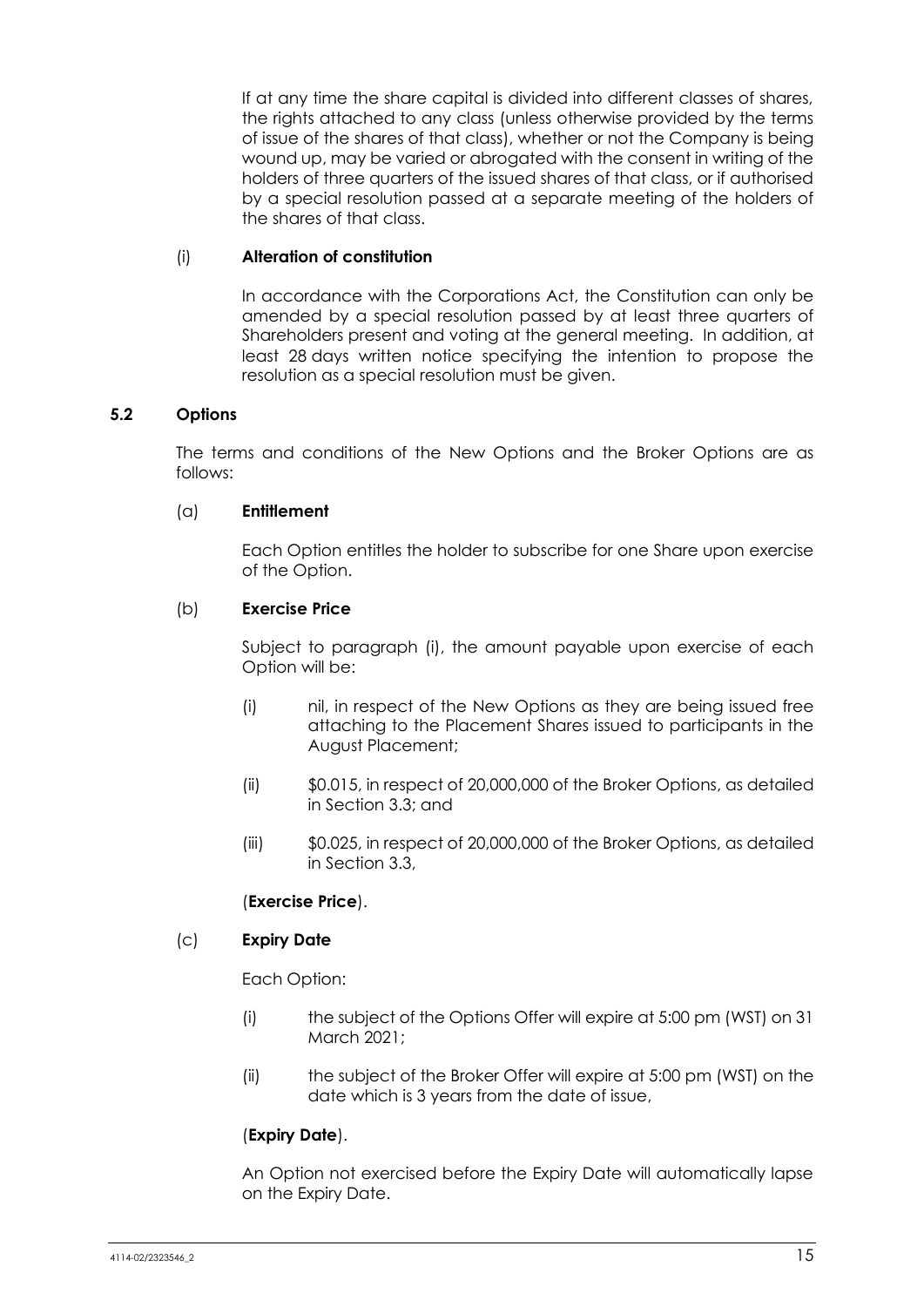If at any time the share capital is divided into different classes of shares, the rights attached to any class (unless otherwise provided by the terms of issue of the shares of that class), whether or not the Company is being wound up, may be varied or abrogated with the consent in writing of the holders of three quarters of the issued shares of that class, or if authorised by a special resolution passed at a separate meeting of the holders of the shares of that class.

(i) **Alteration of constitution**

In accordance with the Corporations Act, the Constitution can only be amended by a special resolution passed by at least three quarters of Shareholders present and voting at the general meeting. In addition, at least 28 days written notice specifying the intention to propose the resolution as a special resolution must be given.

### 5.2 Options

The terms and conditions of the New Options and the Broker Options are as follows:

(a) **Entitlement**

Each Option entitles the holder to subscribe for one Share upon exercise of the Option.

(b) **Exercise Price**

Subject to paragraph (i), the amount payable upon exercise of each Option will be:

(i) nil, in respect of the New Options as they are being issued free attaching to the Placement Shares issued to participants in the August Placement;

(ii) $0.015, in respect of 20,000,000 of the Broker Options, as detailed in Section 3.3; and

(iii) $0.025, in respect of 20,000,000 of the Broker Options, as detailed in Section 3.3,

(**Exercise Price**).

(c) **Expiry Date**

Each Option:

(i) the subject of the Options Offer will expire at 5:00 pm (WST) on 31 March 2021;

(ii) the subject of the Broker Offer will expire at 5:00 pm (WST) on the date which is 3 years from the date of issue,

(**Expiry Date**).

An Option not exercised before the Expiry Date will automatically lapse on the Expiry Date.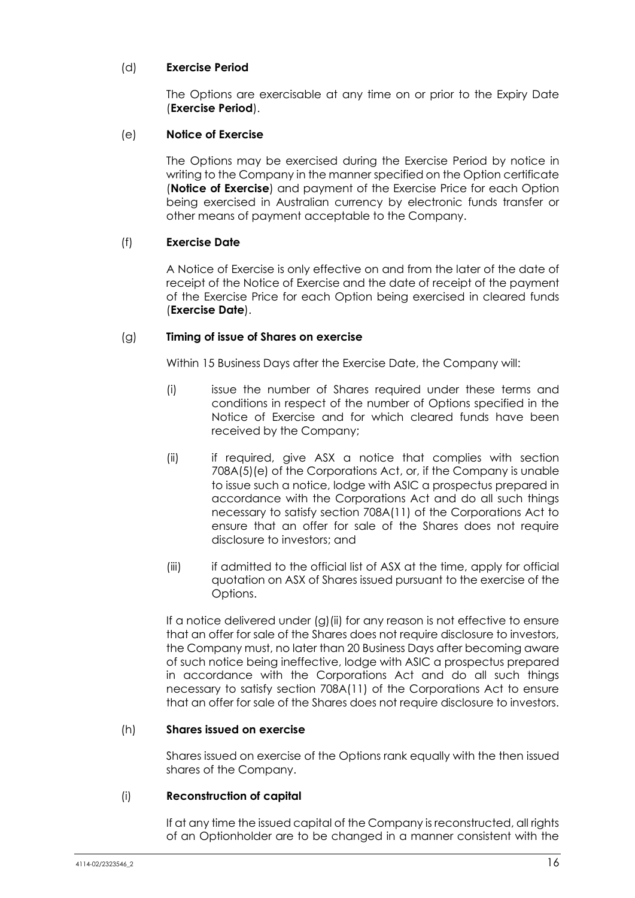(d) **Exercise Period**

The Options are exercisable at any time on or prior to the Expiry Date (**Exercise Period**).

(e) **Notice of Exercise**

The Options may be exercised during the Exercise Period by notice in writing to the Company in the manner specified on the Option certificate (**Notice of Exercise**) and payment of the Exercise Price for each Option being exercised in Australian currency by electronic funds transfer or other means of payment acceptable to the Company.

(f) **Exercise Date**

A Notice of Exercise is only effective on and from the later of the date of receipt of the Notice of Exercise and the date of receipt of the payment of the Exercise Price for each Option being exercised in cleared funds (**Exercise Date**).

(g) **Timing of issue of Shares on exercise**

Within 15 Business Days after the Exercise Date, the Company will:

(i) issue the number of Shares required under these terms and conditions in respect of the number of Options specified in the Notice of Exercise and for which cleared funds have been received by the Company;

(ii) if required, give ASX a notice that complies with section 708A(5)(e) of the Corporations Act, or, if the Company is unable to issue such a notice, lodge with ASIC a prospectus prepared in accordance with the Corporations Act and do all such things necessary to satisfy section 708A(11) of the Corporations Act to ensure that an offer for sale of the Shares does not require disclosure to investors; and

(iii) if admitted to the official list of ASX at the time, apply for official quotation on ASX of Shares issued pursuant to the exercise of the Options.

If a notice delivered under (g)(ii) for any reason is not effective to ensure that an offer for sale of the Shares does not require disclosure to investors, the Company must, no later than 20 Business Days after becoming aware of such notice being ineffective, lodge with ASIC a prospectus prepared in accordance with the Corporations Act and do all such things necessary to satisfy section 708A(11) of the Corporations Act to ensure that an offer for sale of the Shares does not require disclosure to investors.

(h) **Shares issued on exercise**

Shares issued on exercise of the Options rank equally with the then issued shares of the Company.

(i) **Reconstruction of capital**

If at any time the issued capital of the Company is reconstructed, all rights of an Optionholder are to be changed in a manner consistent with the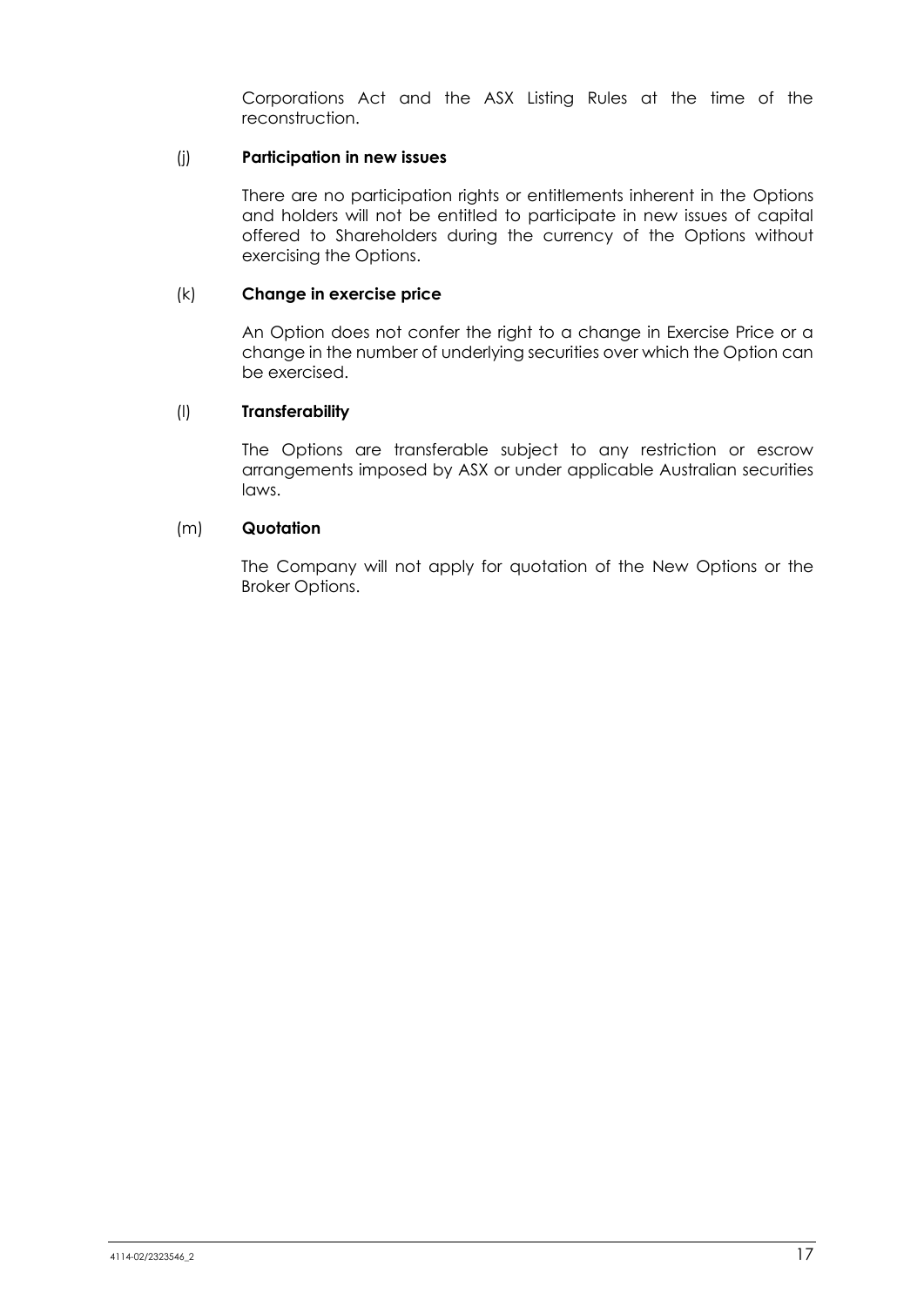Corporations Act and the ASX Listing Rules at the time of the reconstruction.

(j) **Participation in new issues**

There are no participation rights or entitlements inherent in the Options and holders will not be entitled to participate in new issues of capital offered to Shareholders during the currency of the Options without exercising the Options.

(k) **Change in exercise price**

An Option does not confer the right to a change in Exercise Price or a change in the number of underlying securities over which the Option can be exercised.

(l) **Transferability**

The Options are transferable subject to any restriction or escrow arrangements imposed by ASX or under applicable Australian securities laws.

(m) **Quotation**

The Company will not apply for quotation of the New Options or the Broker Options.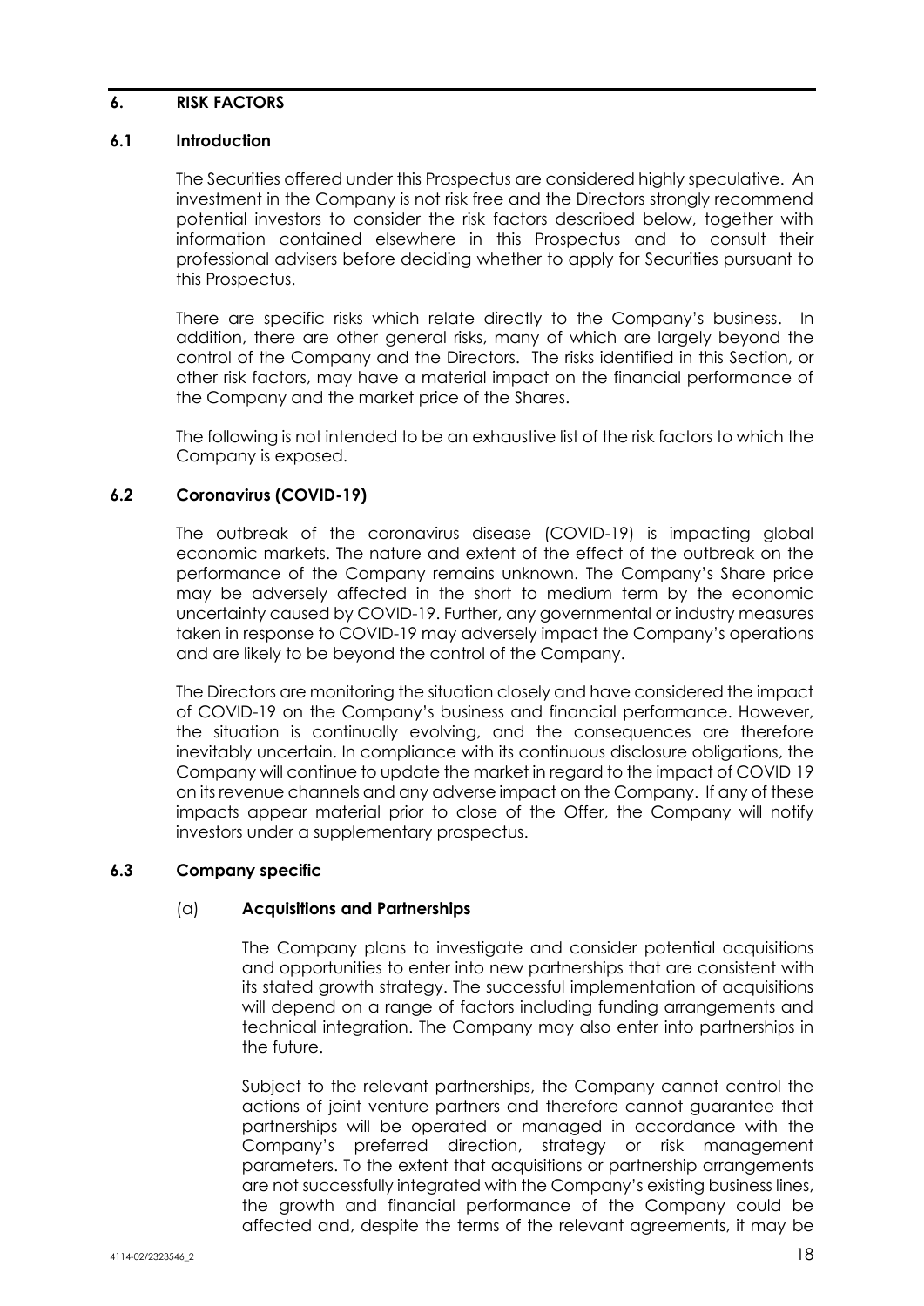## 6. RISK FACTORS

### 6.1 Introduction

The Securities offered under this Prospectus are considered highly speculative. An investment in the Company is not risk free and the Directors strongly recommend potential investors to consider the risk factors described below, together with information contained elsewhere in this Prospectus and to consult their professional advisers before deciding whether to apply for Securities pursuant to this Prospectus.

There are specific risks which relate directly to the Company's business. In addition, there are other general risks, many of which are largely beyond the control of the Company and the Directors. The risks identified in this Section, or other risk factors, may have a material impact on the financial performance of the Company and the market price of the Shares.

The following is not intended to be an exhaustive list of the risk factors to which the Company is exposed.

### 6.2 Coronavirus (COVID-19)

The outbreak of the coronavirus disease (COVID-19) is impacting global economic markets. The nature and extent of the effect of the outbreak on the performance of the Company remains unknown. The Company's Share price may be adversely affected in the short to medium term by the economic uncertainty caused by COVID-19. Further, any governmental or industry measures taken in response to COVID-19 may adversely impact the Company's operations and are likely to be beyond the control of the Company.

The Directors are monitoring the situation closely and have considered the impact of COVID-19 on the Company's business and financial performance. However, the situation is continually evolving, and the consequences are therefore inevitably uncertain. In compliance with its continuous disclosure obligations, the Company will continue to update the market in regard to the impact of COVID 19 on its revenue channels and any adverse impact on the Company. If any of these impacts appear material prior to close of the Offer, the Company will notify investors under a supplementary prospectus.

### 6.3 Company specific

(a) **Acquisitions and Partnerships**

The Company plans to investigate and consider potential acquisitions and opportunities to enter into new partnerships that are consistent with its stated growth strategy. The successful implementation of acquisitions will depend on a range of factors including funding arrangements and technical integration. The Company may also enter into partnerships in the future.

Subject to the relevant partnerships, the Company cannot control the actions of joint venture partners and therefore cannot guarantee that partnerships will be operated or managed in accordance with the Company's preferred direction, strategy or risk management parameters. To the extent that acquisitions or partnership arrangements are not successfully integrated with the Company's existing business lines, the growth and financial performance of the Company could be affected and, despite the terms of the relevant agreements, it may be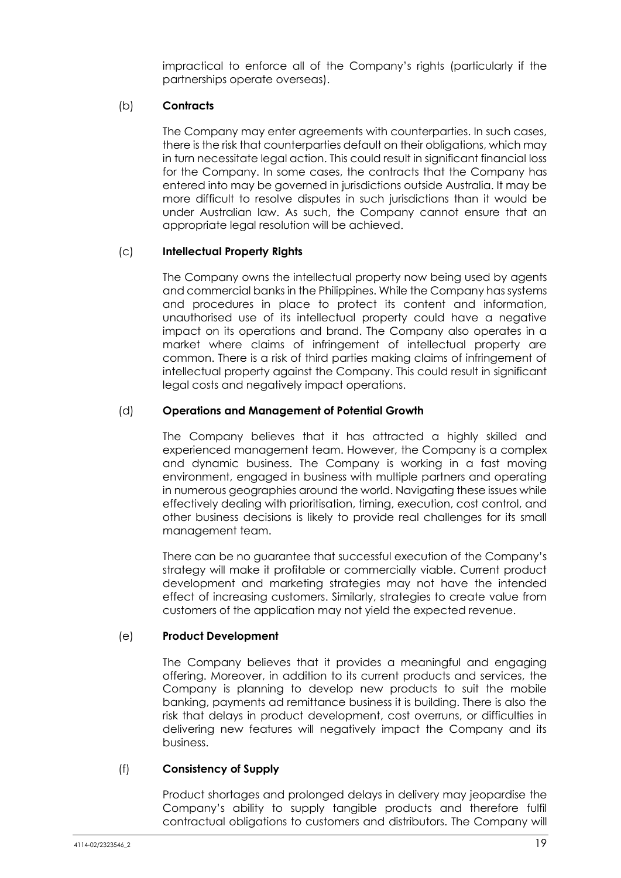impractical to enforce all of the Company's rights (particularly if the partnerships operate overseas).

(b) **Contracts**

The Company may enter agreements with counterparties. In such cases, there is the risk that counterparties default on their obligations, which may in turn necessitate legal action. This could result in significant financial loss for the Company. In some cases, the contracts that the Company has entered into may be governed in jurisdictions outside Australia. It may be more difficult to resolve disputes in such jurisdictions than it would be under Australian law. As such, the Company cannot ensure that an appropriate legal resolution will be achieved.

(c) **Intellectual Property Rights**

The Company owns the intellectual property now being used by agents and commercial banks in the Philippines. While the Company has systems and procedures in place to protect its content and information, unauthorised use of its intellectual property could have a negative impact on its operations and brand. The Company also operates in a market where claims of infringement of intellectual property are common. There is a risk of third parties making claims of infringement of intellectual property against the Company. This could result in significant legal costs and negatively impact operations.

(d) **Operations and Management of Potential Growth**

The Company believes that it has attracted a highly skilled and experienced management team. However, the Company is a complex and dynamic business. The Company is working in a fast moving environment, engaged in business with multiple partners and operating in numerous geographies around the world. Navigating these issues while effectively dealing with prioritisation, timing, execution, cost control, and other business decisions is likely to provide real challenges for its small management team.

There can be no guarantee that successful execution of the Company's strategy will make it profitable or commercially viable. Current product development and marketing strategies may not have the intended effect of increasing customers. Similarly, strategies to create value from customers of the application may not yield the expected revenue.

(e) **Product Development**

The Company believes that it provides a meaningful and engaging offering. Moreover, in addition to its current products and services, the Company is planning to develop new products to suit the mobile banking, payments ad remittance business it is building. There is also the risk that delays in product development, cost overruns, or difficulties in delivering new features will negatively impact the Company and its business.

(f) **Consistency of Supply**

Product shortages and prolonged delays in delivery may jeopardise the Company's ability to supply tangible products and therefore fulfil contractual obligations to customers and distributors. The Company will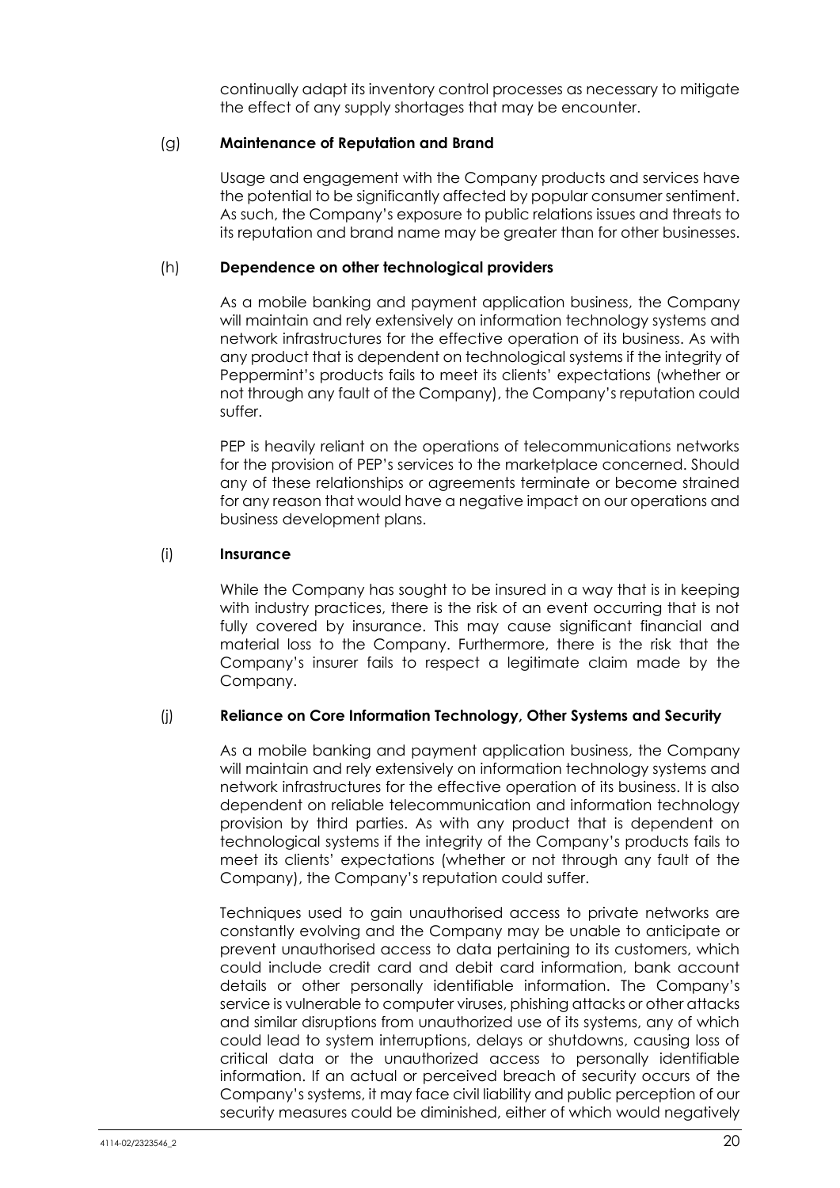continually adapt its inventory control processes as necessary to mitigate the effect of any supply shortages that may be encounter.

(g) **Maintenance of Reputation and Brand**

Usage and engagement with the Company products and services have the potential to be significantly affected by popular consumer sentiment. As such, the Company's exposure to public relations issues and threats to its reputation and brand name may be greater than for other businesses.

(h) **Dependence on other technological providers**

As a mobile banking and payment application business, the Company will maintain and rely extensively on information technology systems and network infrastructures for the effective operation of its business. As with any product that is dependent on technological systems if the integrity of Peppermint's products fails to meet its clients' expectations (whether or not through any fault of the Company), the Company's reputation could suffer.

PEP is heavily reliant on the operations of telecommunications networks for the provision of PEP's services to the marketplace concerned. Should any of these relationships or agreements terminate or become strained for any reason that would have a negative impact on our operations and business development plans.

(i) **Insurance**

While the Company has sought to be insured in a way that is in keeping with industry practices, there is the risk of an event occurring that is not fully covered by insurance. This may cause significant financial and material loss to the Company. Furthermore, there is the risk that the Company's insurer fails to respect a legitimate claim made by the Company.

(j) **Reliance on Core Information Technology, Other Systems and Security**

As a mobile banking and payment application business, the Company will maintain and rely extensively on information technology systems and network infrastructures for the effective operation of its business. It is also dependent on reliable telecommunication and information technology provision by third parties. As with any product that is dependent on technological systems if the integrity of the Company's products fails to meet its clients' expectations (whether or not through any fault of the Company), the Company's reputation could suffer.

Techniques used to gain unauthorised access to private networks are constantly evolving and the Company may be unable to anticipate or prevent unauthorised access to data pertaining to its customers, which could include credit card and debit card information, bank account details or other personally identifiable information. The Company's service is vulnerable to computer viruses, phishing attacks or other attacks and similar disruptions from unauthorized use of its systems, any of which could lead to system interruptions, delays or shutdowns, causing loss of critical data or the unauthorized access to personally identifiable information. If an actual or perceived breach of security occurs of the Company's systems, it may face civil liability and public perception of our security measures could be diminished, either of which would negatively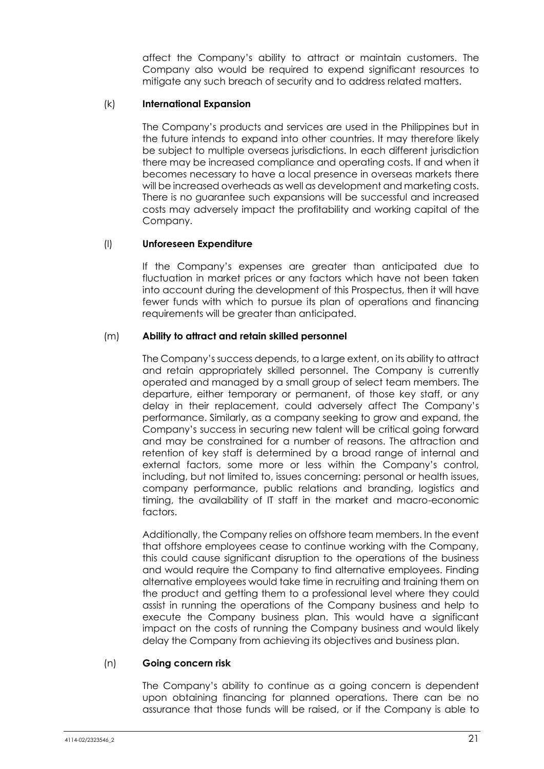affect the Company's ability to attract or maintain customers. The Company also would be required to expend significant resources to mitigate any such breach of security and to address related matters.

(k) **International Expansion**

The Company's products and services are used in the Philippines but in the future intends to expand into other countries. It may therefore likely be subject to multiple overseas jurisdictions. In each different jurisdiction there may be increased compliance and operating costs. If and when it becomes necessary to have a local presence in overseas markets there will be increased overheads as well as development and marketing costs. There is no guarantee such expansions will be successful and increased costs may adversely impact the profitability and working capital of the Company.

(l) **Unforeseen Expenditure**

If the Company's expenses are greater than anticipated due to fluctuation in market prices or any factors which have not been taken into account during the development of this Prospectus, then it will have fewer funds with which to pursue its plan of operations and financing requirements will be greater than anticipated.

(m) **Ability to attract and retain skilled personnel**

The Company's success depends, to a large extent, on its ability to attract and retain appropriately skilled personnel. The Company is currently operated and managed by a small group of select team members. The departure, either temporary or permanent, of those key staff, or any delay in their replacement, could adversely affect The Company's performance. Similarly, as a company seeking to grow and expand, the Company's success in securing new talent will be critical going forward and may be constrained for a number of reasons. The attraction and retention of key staff is determined by a broad range of internal and external factors, some more or less within the Company's control, including, but not limited to, issues concerning: personal or health issues, company performance, public relations and branding, logistics and timing, the availability of IT staff in the market and macro-economic factors.

Additionally, the Company relies on offshore team members. In the event that offshore employees cease to continue working with the Company, this could cause significant disruption to the operations of the business and would require the Company to find alternative employees. Finding alternative employees would take time in recruiting and training them on the product and getting them to a professional level where they could assist in running the operations of the Company business and help to execute the Company business plan. This would have a significant impact on the costs of running the Company business and would likely delay the Company from achieving its objectives and business plan.

(n) **Going concern risk**

The Company's ability to continue as a going concern is dependent upon obtaining financing for planned operations. There can be no assurance that those funds will be raised, or if the Company is able to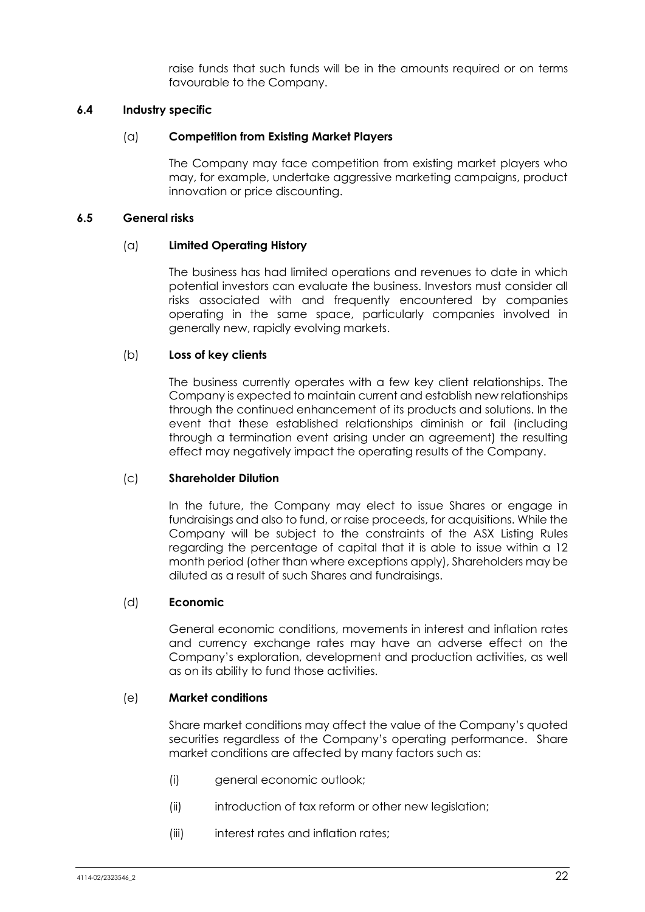raise funds that such funds will be in the amounts required or on terms favourable to the Company.

### 6.4 Industry specific

#### (a) Competition from Existing Market Players

The Company may face competition from existing market players who may, for example, undertake aggressive marketing campaigns, product innovation or price discounting.

### 6.5 General risks

#### (a) Limited Operating History

The business has had limited operations and revenues to date in which potential investors can evaluate the business. Investors must consider all risks associated with and frequently encountered by companies operating in the same space, particularly companies involved in generally new, rapidly evolving markets.

#### (b) Loss of key clients

The business currently operates with a few key client relationships. The Company is expected to maintain current and establish new relationships through the continued enhancement of its products and solutions. In the event that these established relationships diminish or fail (including through a termination event arising under an agreement) the resulting effect may negatively impact the operating results of the Company.

#### (c) Shareholder Dilution

In the future, the Company may elect to issue Shares or engage in fundraisings and also to fund, or raise proceeds, for acquisitions. While the Company will be subject to the constraints of the ASX Listing Rules regarding the percentage of capital that it is able to issue within a 12 month period (other than where exceptions apply), Shareholders may be diluted as a result of such Shares and fundraisings.

#### (d) Economic

General economic conditions, movements in interest and inflation rates and currency exchange rates may have an adverse effect on the Company's exploration, development and production activities, as well as on its ability to fund those activities.

#### (e) Market conditions

Share market conditions may affect the value of the Company's quoted securities regardless of the Company's operating performance. Share market conditions are affected by many factors such as:

(i) general economic outlook;

(ii) introduction of tax reform or other new legislation;

(iii) interest rates and inflation rates;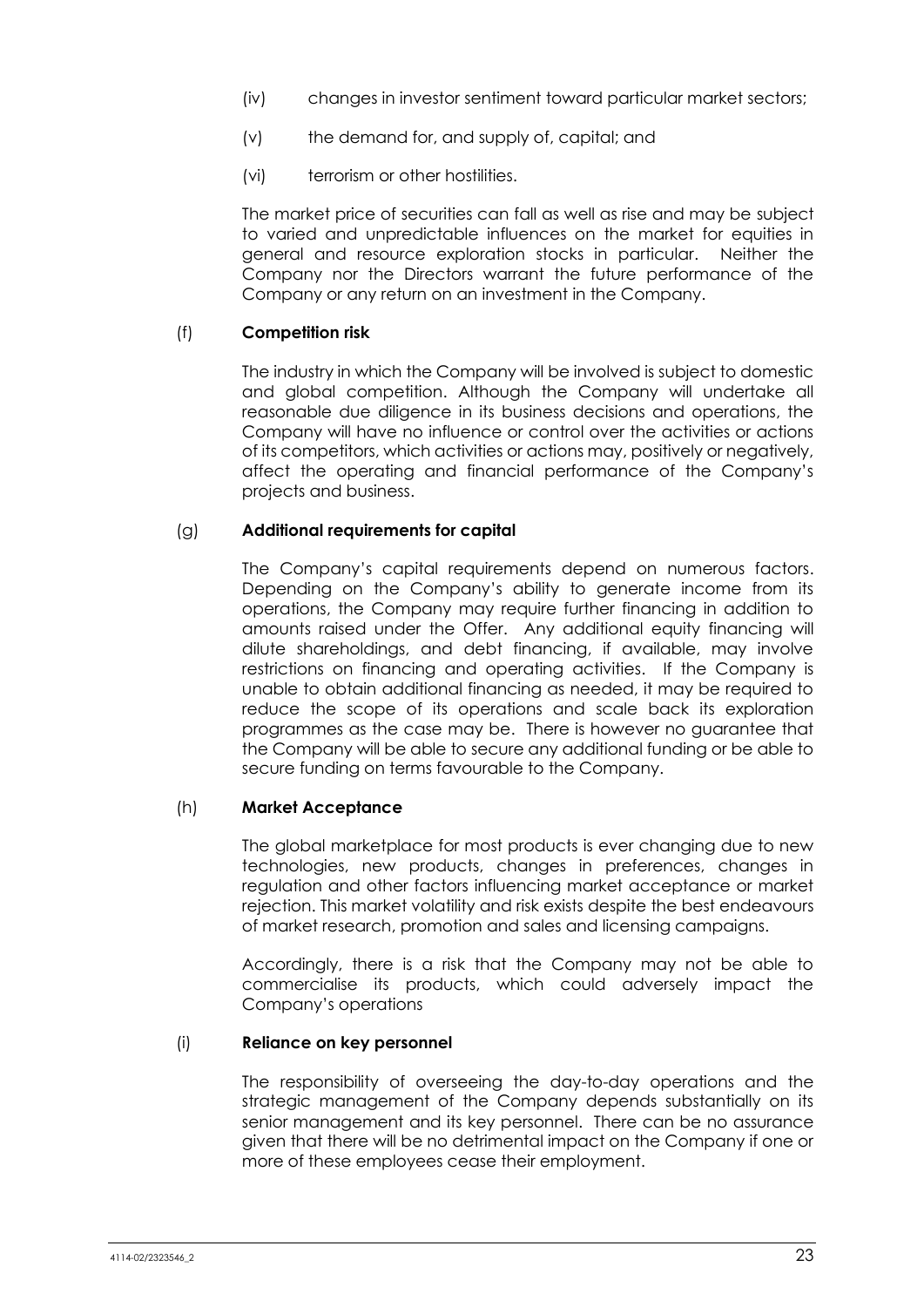(iv) changes in investor sentiment toward particular market sectors;

(v) the demand for, and supply of, capital; and

(vi) terrorism or other hostilities.

The market price of securities can fall as well as rise and may be subject to varied and unpredictable influences on the market for equities in general and resource exploration stocks in particular. Neither the Company nor the Directors warrant the future performance of the Company or any return on an investment in the Company.

(f) **Competition risk**

The industry in which the Company will be involved is subject to domestic and global competition. Although the Company will undertake all reasonable due diligence in its business decisions and operations, the Company will have no influence or control over the activities or actions of its competitors, which activities or actions may, positively or negatively, affect the operating and financial performance of the Company's projects and business.

(g) **Additional requirements for capital**

The Company's capital requirements depend on numerous factors. Depending on the Company's ability to generate income from its operations, the Company may require further financing in addition to amounts raised under the Offer. Any additional equity financing will dilute shareholdings, and debt financing, if available, may involve restrictions on financing and operating activities. If the Company is unable to obtain additional financing as needed, it may be required to reduce the scope of its operations and scale back its exploration programmes as the case may be. There is however no guarantee that the Company will be able to secure any additional funding or be able to secure funding on terms favourable to the Company.

(h) **Market Acceptance**

The global marketplace for most products is ever changing due to new technologies, new products, changes in preferences, changes in regulation and other factors influencing market acceptance or market rejection. This market volatility and risk exists despite the best endeavours of market research, promotion and sales and licensing campaigns.

Accordingly, there is a risk that the Company may not be able to commercialise its products, which could adversely impact the Company's operations

(i) **Reliance on key personnel**

The responsibility of overseeing the day-to-day operations and the strategic management of the Company depends substantially on its senior management and its key personnel. There can be no assurance given that there will be no detrimental impact on the Company if one or more of these employees cease their employment.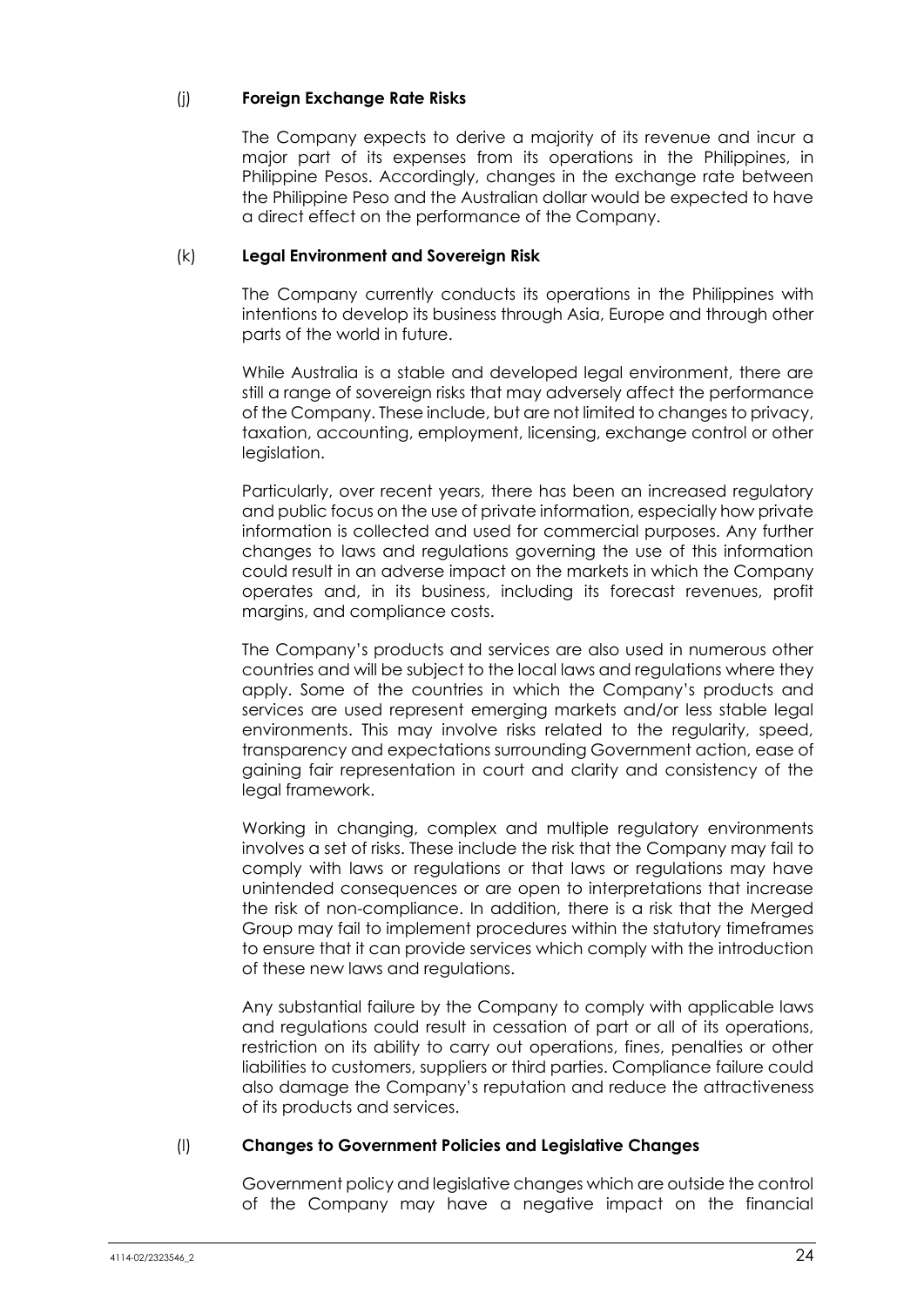(j) **Foreign Exchange Rate Risks**

The Company expects to derive a majority of its revenue and incur a major part of its expenses from its operations in the Philippines, in Philippine Pesos. Accordingly, changes in the exchange rate between the Philippine Peso and the Australian dollar would be expected to have a direct effect on the performance of the Company.

(k) **Legal Environment and Sovereign Risk**

The Company currently conducts its operations in the Philippines with intentions to develop its business through Asia, Europe and through other parts of the world in future.

While Australia is a stable and developed legal environment, there are still a range of sovereign risks that may adversely affect the performance of the Company. These include, but are not limited to changes to privacy, taxation, accounting, employment, licensing, exchange control or other legislation.

Particularly, over recent years, there has been an increased regulatory and public focus on the use of private information, especially how private information is collected and used for commercial purposes. Any further changes to laws and regulations governing the use of this information could result in an adverse impact on the markets in which the Company operates and, in its business, including its forecast revenues, profit margins, and compliance costs.

The Company's products and services are also used in numerous other countries and will be subject to the local laws and regulations where they apply. Some of the countries in which the Company's products and services are used represent emerging markets and/or less stable legal environments. This may involve risks related to the regularity, speed, transparency and expectations surrounding Government action, ease of gaining fair representation in court and clarity and consistency of the legal framework.

Working in changing, complex and multiple regulatory environments involves a set of risks. These include the risk that the Company may fail to comply with laws or regulations or that laws or regulations may have unintended consequences or are open to interpretations that increase the risk of non-compliance. In addition, there is a risk that the Merged Group may fail to implement procedures within the statutory timeframes to ensure that it can provide services which comply with the introduction of these new laws and regulations.

Any substantial failure by the Company to comply with applicable laws and regulations could result in cessation of part or all of its operations, restriction on its ability to carry out operations, fines, penalties or other liabilities to customers, suppliers or third parties. Compliance failure could also damage the Company's reputation and reduce the attractiveness of its products and services.

(l) **Changes to Government Policies and Legislative Changes**

Government policy and legislative changes which are outside the control of the Company may have a negative impact on the financial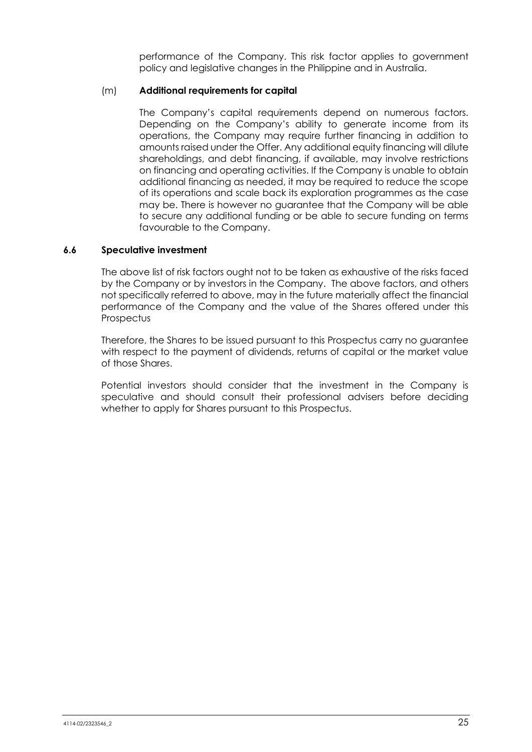performance of the Company. This risk factor applies to government policy and legislative changes in the Philippine and in Australia.

(m) **Additional requirements for capital**

The Company's capital requirements depend on numerous factors. Depending on the Company's ability to generate income from its operations, the Company may require further financing in addition to amounts raised under the Offer. Any additional equity financing will dilute shareholdings, and debt financing, if available, may involve restrictions on financing and operating activities. If the Company is unable to obtain additional financing as needed, it may be required to reduce the scope of its operations and scale back its exploration programmes as the case may be. There is however no guarantee that the Company will be able to secure any additional funding or be able to secure funding on terms favourable to the Company.

### 6.6 Speculative investment

The above list of risk factors ought not to be taken as exhaustive of the risks faced by the Company or by investors in the Company. The above factors, and others not specifically referred to above, may in the future materially affect the financial performance of the Company and the value of the Shares offered under this Prospectus

Therefore, the Shares to be issued pursuant to this Prospectus carry no guarantee with respect to the payment of dividends, returns of capital or the market value of those Shares.

Potential investors should consider that the investment in the Company is speculative and should consult their professional advisers before deciding whether to apply for Shares pursuant to this Prospectus.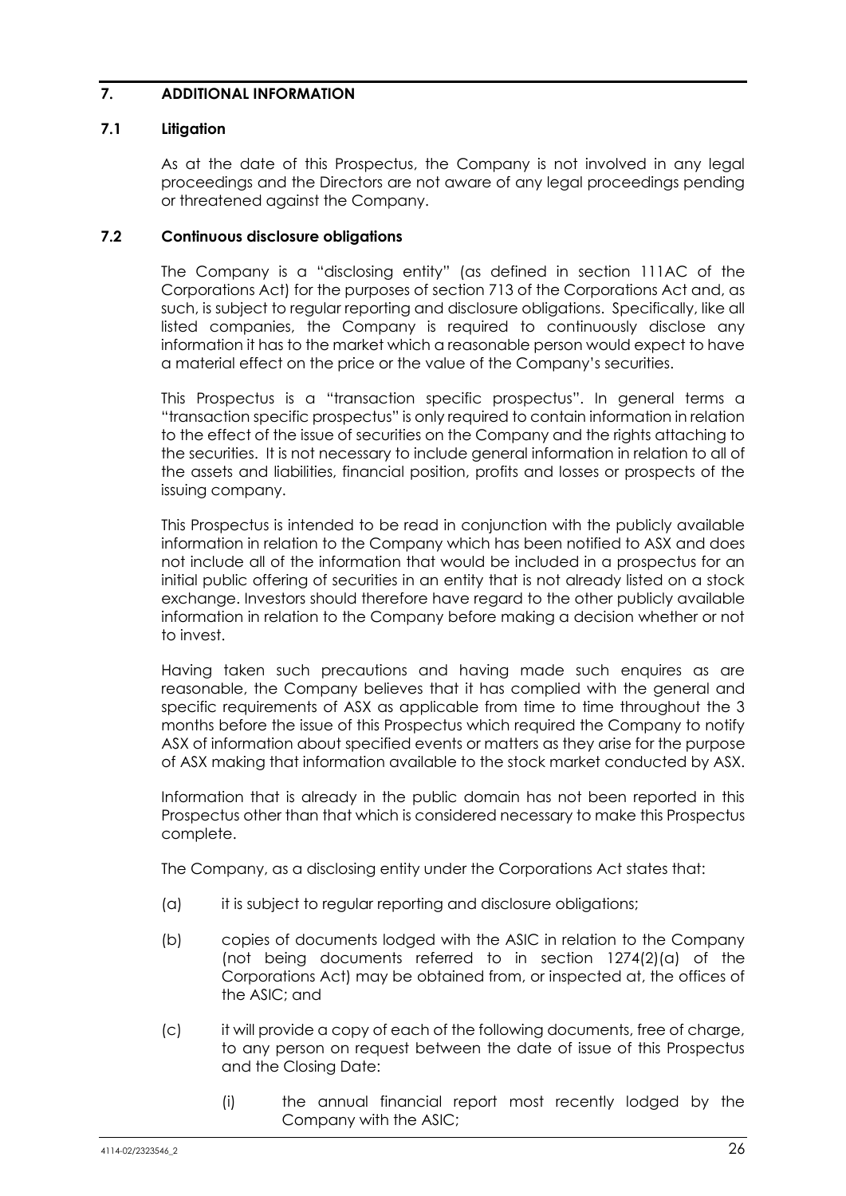## 7. ADDITIONAL INFORMATION

### 7.1 Litigation

As at the date of this Prospectus, the Company is not involved in any legal proceedings and the Directors are not aware of any legal proceedings pending or threatened against the Company.

### 7.2 Continuous disclosure obligations

The Company is a "disclosing entity" (as defined in section 111AC of the Corporations Act) for the purposes of section 713 of the Corporations Act and, as such, is subject to regular reporting and disclosure obligations. Specifically, like all listed companies, the Company is required to continuously disclose any information it has to the market which a reasonable person would expect to have a material effect on the price or the value of the Company's securities.

This Prospectus is a "transaction specific prospectus". In general terms a "transaction specific prospectus" is only required to contain information in relation to the effect of the issue of securities on the Company and the rights attaching to the securities. It is not necessary to include general information in relation to all of the assets and liabilities, financial position, profits and losses or prospects of the issuing company.

This Prospectus is intended to be read in conjunction with the publicly available information in relation to the Company which has been notified to ASX and does not include all of the information that would be included in a prospectus for an initial public offering of securities in an entity that is not already listed on a stock exchange. Investors should therefore have regard to the other publicly available information in relation to the Company before making a decision whether or not to invest.

Having taken such precautions and having made such enquires as are reasonable, the Company believes that it has complied with the general and specific requirements of ASX as applicable from time to time throughout the 3 months before the issue of this Prospectus which required the Company to notify ASX of information about specified events or matters as they arise for the purpose of ASX making that information available to the stock market conducted by ASX.

Information that is already in the public domain has not been reported in this Prospectus other than that which is considered necessary to make this Prospectus complete.

The Company, as a disclosing entity under the Corporations Act states that:

(a) it is subject to regular reporting and disclosure obligations;

(b) copies of documents lodged with the ASIC in relation to the Company (not being documents referred to in section 1274(2)(a) of the Corporations Act) may be obtained from, or inspected at, the offices of the ASIC; and

(c) it will provide a copy of each of the following documents, free of charge, to any person on request between the date of issue of this Prospectus and the Closing Date:

  (i) the annual financial report most recently lodged by the Company with the ASIC;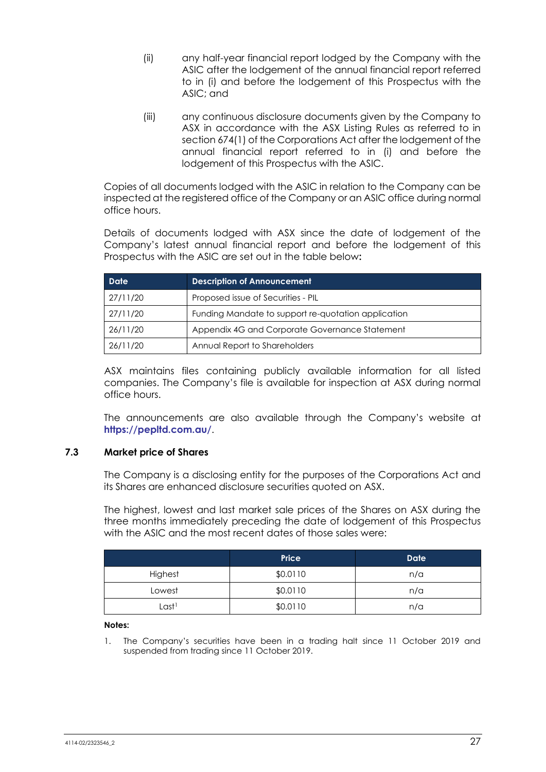(ii) any half-year financial report lodged by the Company with the ASIC after the lodgement of the annual financial report referred to in (i) and before the lodgement of this Prospectus with the ASIC; and

(iii) any continuous disclosure documents given by the Company to ASX in accordance with the ASX Listing Rules as referred to in section 674(1) of the Corporations Act after the lodgement of the annual financial report referred to in (i) and before the lodgement of this Prospectus with the ASIC.

Copies of all documents lodged with the ASIC in relation to the Company can be inspected at the registered office of the Company or an ASIC office during normal office hours.

Details of documents lodged with ASX since the date of lodgement of the Company's latest annual financial report and before the lodgement of this Prospectus with the ASIC are set out in the table below:

| Date | Description of Announcement |
|---|---|
| 27/11/20 | Proposed issue of Securities - PIL |
| 27/11/20 | Funding Mandate to support re-quotation application |
| 26/11/20 | Appendix 4G and Corporate Governance Statement |
| 26/11/20 | Annual Report to Shareholders |

ASX maintains files containing publicly available information for all listed companies. The Company's file is available for inspection at ASX during normal office hours.

The announcements are also available through the Company's website at **https://pepltd.com.au/**.

### 7.3 Market price of Shares

The Company is a disclosing entity for the purposes of the Corporations Act and its Shares are enhanced disclosure securities quoted on ASX.

The highest, lowest and last market sale prices of the Shares on ASX during the three months immediately preceding the date of lodgement of this Prospectus with the ASIC and the most recent dates of those sales were:

| | Price | Date |
|---|---|---|
| Highest | $0.0110 | n/a |
| Lowest | $0.0110 | n/a |
| Last[1] | $0.0110 | n/a |

**Notes:**

1. The Company's securities have been in a trading halt since 11 October 2019 and suspended from trading since 11 October 2019.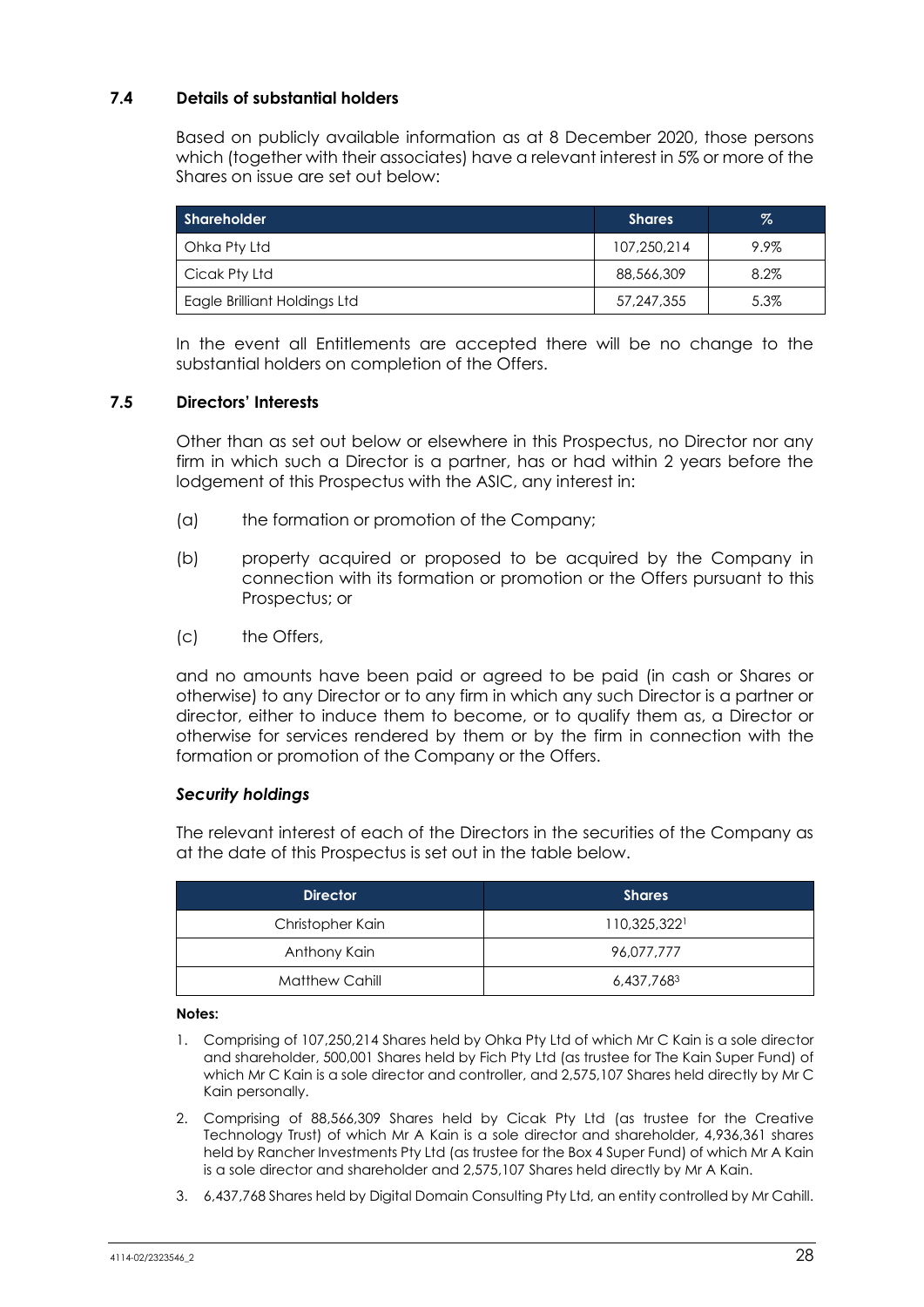## 7.4 Details of substantial holders

Based on publicly available information as at 8 December 2020, those persons which (together with their associates) have a relevant interest in 5% or more of the Shares on issue are set out below:

| Shareholder | Shares | % |
|---|---|---|
| Ohka Pty Ltd | 107,250,214 | 9.9% |
| Cicak Pty Ltd | 88,566,309 | 8.2% |
| Eagle Brilliant Holdings Ltd | 57,247,355 | 5.3% |

In the event all Entitlements are accepted there will be no change to the substantial holders on completion of the Offers.

## 7.5 Directors' Interests

Other than as set out below or elsewhere in this Prospectus, no Director nor any firm in which such a Director is a partner, has or had within 2 years before the lodgement of this Prospectus with the ASIC, any interest in:

(a) the formation or promotion of the Company;

(b) property acquired or proposed to be acquired by the Company in connection with its formation or promotion or the Offers pursuant to this Prospectus; or

(c) the Offers,

and no amounts have been paid or agreed to be paid (in cash or Shares or otherwise) to any Director or to any firm in which any such Director is a partner or director, either to induce them to become, or to qualify them as, a Director or otherwise for services rendered by them or by the firm in connection with the formation or promotion of the Company or the Offers.

### *Security holdings*

The relevant interest of each of the Directors in the securities of the Company as at the date of this Prospectus is set out in the table below.

| Director | Shares |
|---|---|
| Christopher Kain | 110,325,322[1] |
| Anthony Kain | 96,077,777 |
| Matthew Cahill | 6,437,768[3] |

**Notes:**

1. Comprising of 107,250,214 Shares held by Ohka Pty Ltd of which Mr C Kain is a sole director and shareholder, 500,001 Shares held by Fich Pty Ltd (as trustee for The Kain Super Fund) of which Mr C Kain is a sole director and controller, and 2,575,107 Shares held directly by Mr C Kain personally.
2. Comprising of 88,566,309 Shares held by Cicak Pty Ltd (as trustee for the Creative Technology Trust) of which Mr A Kain is a sole director and shareholder, 4,936,361 shares held by Rancher Investments Pty Ltd (as trustee for the Box 4 Super Fund) of which Mr A Kain is a sole director and shareholder and 2,575,107 Shares held directly by Mr A Kain.
3. 6,437,768 Shares held by Digital Domain Consulting Pty Ltd, an entity controlled by Mr Cahill.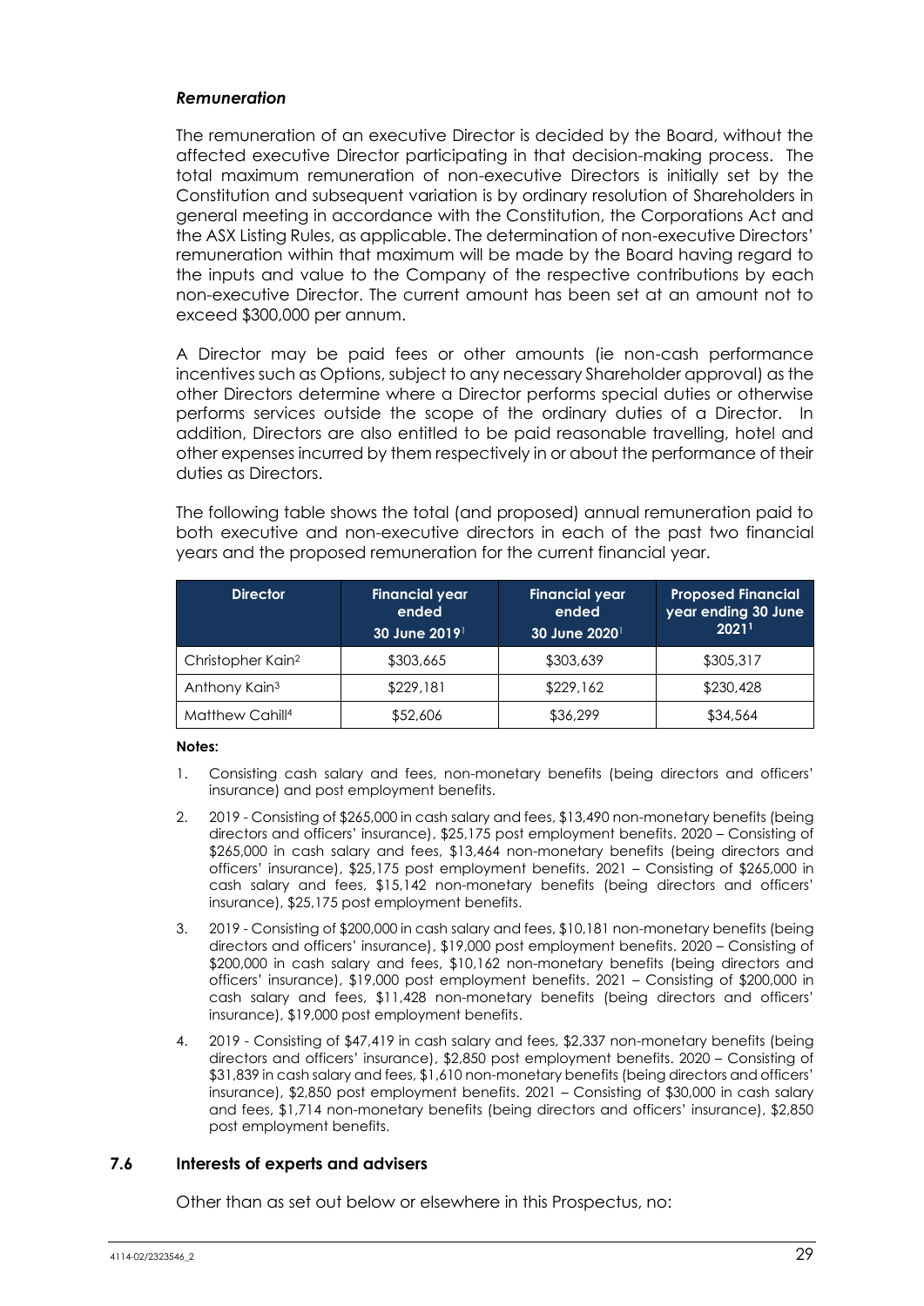### *Remuneration*

The remuneration of an executive Director is decided by the Board, without the affected executive Director participating in that decision-making process. The total maximum remuneration of non-executive Directors is initially set by the Constitution and subsequent variation is by ordinary resolution of Shareholders in general meeting in accordance with the Constitution, the Corporations Act and the ASX Listing Rules, as applicable. The determination of non-executive Directors' remuneration within that maximum will be made by the Board having regard to the inputs and value to the Company of the respective contributions by each non-executive Director. The current amount has been set at an amount not to exceed $300,000 per annum.

A Director may be paid fees or other amounts (ie non-cash performance incentives such as Options, subject to any necessary Shareholder approval) as the other Directors determine where a Director performs special duties or otherwise performs services outside the scope of the ordinary duties of a Director. In addition, Directors are also entitled to be paid reasonable travelling, hotel and other expenses incurred by them respectively in or about the performance of their duties as Directors.

The following table shows the total (and proposed) annual remuneration paid to both executive and non-executive directors in each of the past two financial years and the proposed remuneration for the current financial year.

| Director | Financial year ended 30 June 2019[1] | Financial year ended 30 June 2020[1] | Proposed Financial year ending 30 June 2021[1] |
|---|---|---|---|
| Christopher Kain[2] | $303,665 | $303,639 | $305,317 |
| Anthony Kain[3] | $229,181 | $229,162 | $230,428 |
| Matthew Cahill[4] | $52,606 | $36,299 | $34,564 |

**Notes:**

1. Consisting cash salary and fees, non-monetary benefits (being directors and officers' insurance) and post employment benefits.
2. 2019 - Consisting of $265,000 in cash salary and fees, $13,490 non-monetary benefits (being directors and officers' insurance), $25,175 post employment benefits. 2020 – Consisting of $265,000 in cash salary and fees, $13,464 non-monetary benefits (being directors and officers' insurance), $25,175 post employment benefits. 2021 – Consisting of $265,000 in cash salary and fees, $15,142 non-monetary benefits (being directors and officers' insurance), $25,175 post employment benefits.
3. 2019 - Consisting of $200,000 in cash salary and fees, $10,181 non-monetary benefits (being directors and officers' insurance), $19,000 post employment benefits. 2020 – Consisting of $200,000 in cash salary and fees, $10,162 non-monetary benefits (being directors and officers' insurance), $19,000 post employment benefits. 2021 – Consisting of $200,000 in cash salary and fees, $11,428 non-monetary benefits (being directors and officers' insurance), $19,000 post employment benefits.
4. 2019 - Consisting of $47,419 in cash salary and fees, $2,337 non-monetary benefits (being directors and officers' insurance), $2,850 post employment benefits. 2020 – Consisting of $31,839 in cash salary and fees, $1,610 non-monetary benefits (being directors and officers' insurance), $2,850 post employment benefits. 2021 – Consisting of $30,000 in cash salary and fees, $1,714 non-monetary benefits (being directors and officers' insurance), $2,850 post employment benefits.

## 7.6 Interests of experts and advisers

Other than as set out below or elsewhere in this Prospectus, no: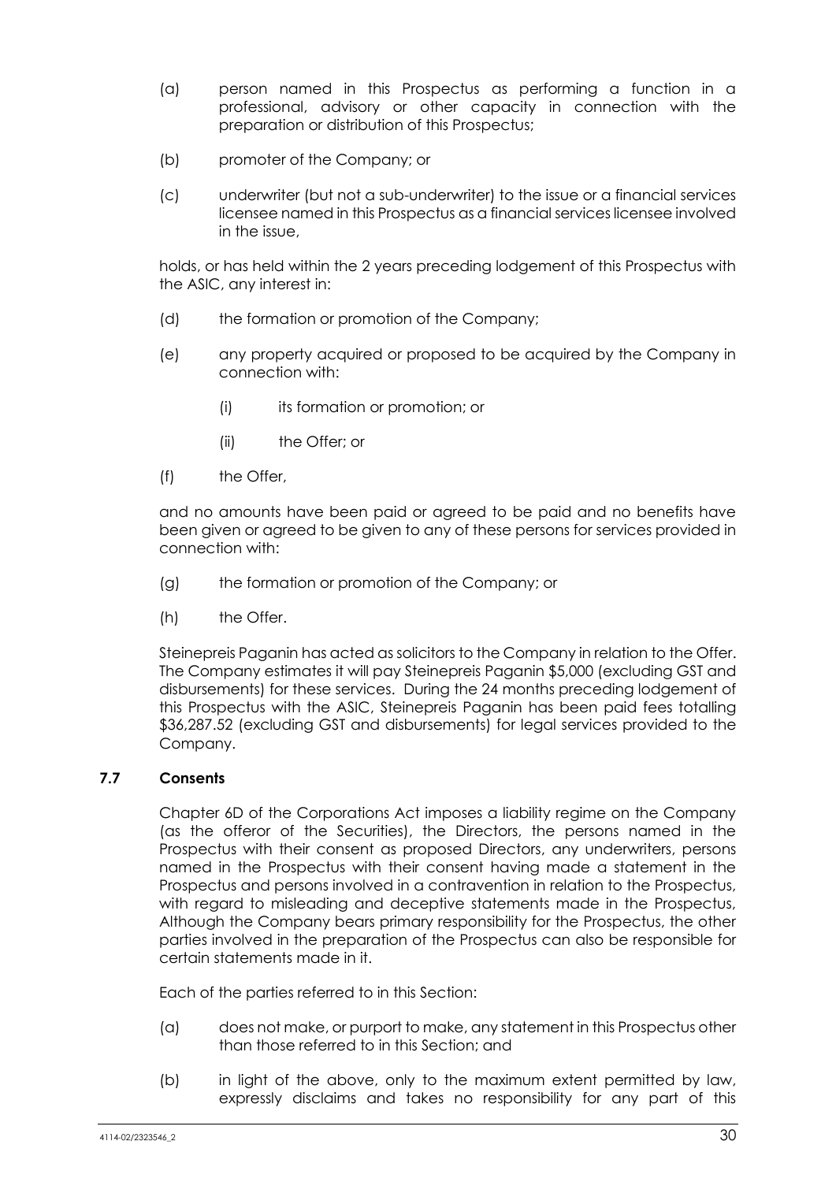(a) person named in this Prospectus as performing a function in a professional, advisory or other capacity in connection with the preparation or distribution of this Prospectus;

(b) promoter of the Company; or

(c) underwriter (but not a sub-underwriter) to the issue or a financial services licensee named in this Prospectus as a financial services licensee involved in the issue,

holds, or has held within the 2 years preceding lodgement of this Prospectus with the ASIC, any interest in:

(d) the formation or promotion of the Company;

(e) any property acquired or proposed to be acquired by the Company in connection with:

    (i) its formation or promotion; or

    (ii) the Offer; or

(f) the Offer,

and no amounts have been paid or agreed to be paid and no benefits have been given or agreed to be given to any of these persons for services provided in connection with:

(g) the formation or promotion of the Company; or

(h) the Offer.

Steinepreis Paganin has acted as solicitors to the Company in relation to the Offer. The Company estimates it will pay Steinepreis Paganin $5,000 (excluding GST and disbursements) for these services. During the 24 months preceding lodgement of this Prospectus with the ASIC, Steinepreis Paganin has been paid fees totalling $36,287.52 (excluding GST and disbursements) for legal services provided to the Company.

### 7.7 Consents

Chapter 6D of the Corporations Act imposes a liability regime on the Company (as the offeror of the Securities), the Directors, the persons named in the Prospectus with their consent as proposed Directors, any underwriters, persons named in the Prospectus with their consent having made a statement in the Prospectus and persons involved in a contravention in relation to the Prospectus, with regard to misleading and deceptive statements made in the Prospectus, Although the Company bears primary responsibility for the Prospectus, the other parties involved in the preparation of the Prospectus can also be responsible for certain statements made in it.

Each of the parties referred to in this Section:

(a) does not make, or purport to make, any statement in this Prospectus other than those referred to in this Section; and

(b) in light of the above, only to the maximum extent permitted by law, expressly disclaims and takes no responsibility for any part of this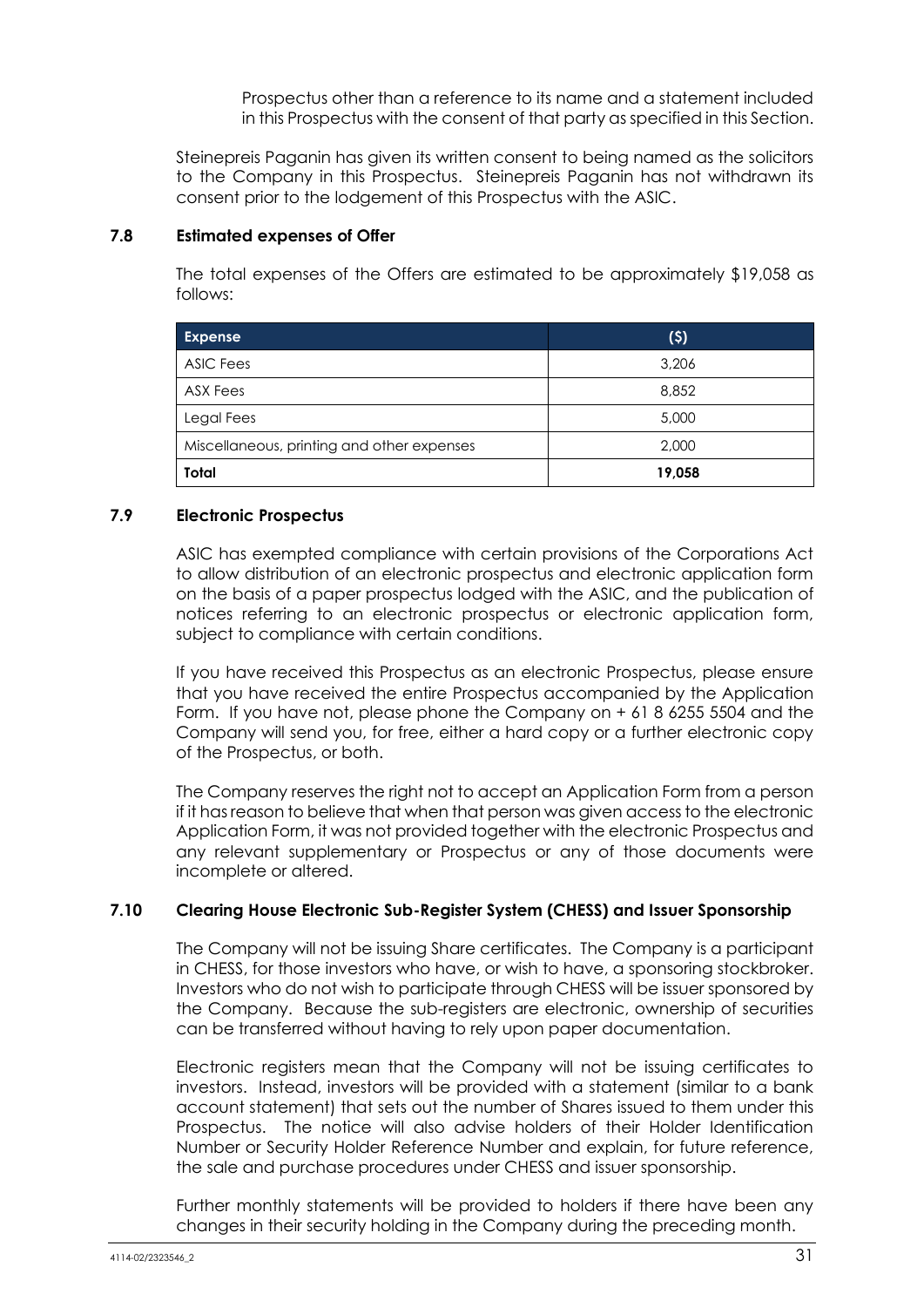Prospectus other than a reference to its name and a statement included in this Prospectus with the consent of that party as specified in this Section.

Steinepreis Paganin has given its written consent to being named as the solicitors to the Company in this Prospectus. Steinepreis Paganin has not withdrawn its consent prior to the lodgement of this Prospectus with the ASIC.

### 7.8 Estimated expenses of Offer

The total expenses of the Offers are estimated to be approximately $19,058 as follows:

| Expense | ($) |
|---|---|
| ASIC Fees | 3,206 |
| ASX Fees | 8,852 |
| Legal Fees | 5,000 |
| Miscellaneous, printing and other expenses | 2,000 |
| **Total** | **19,058** |

### 7.9 Electronic Prospectus

ASIC has exempted compliance with certain provisions of the Corporations Act to allow distribution of an electronic prospectus and electronic application form on the basis of a paper prospectus lodged with the ASIC, and the publication of notices referring to an electronic prospectus or electronic application form, subject to compliance with certain conditions.

If you have received this Prospectus as an electronic Prospectus, please ensure that you have received the entire Prospectus accompanied by the Application Form. If you have not, please phone the Company on + 61 8 6255 5504 and the Company will send you, for free, either a hard copy or a further electronic copy of the Prospectus, or both.

The Company reserves the right not to accept an Application Form from a person if it has reason to believe that when that person was given access to the electronic Application Form, it was not provided together with the electronic Prospectus and any relevant supplementary or Prospectus or any of those documents were incomplete or altered.

### 7.10 Clearing House Electronic Sub-Register System (CHESS) and Issuer Sponsorship

The Company will not be issuing Share certificates. The Company is a participant in CHESS, for those investors who have, or wish to have, a sponsoring stockbroker. Investors who do not wish to participate through CHESS will be issuer sponsored by the Company. Because the sub-registers are electronic, ownership of securities can be transferred without having to rely upon paper documentation.

Electronic registers mean that the Company will not be issuing certificates to investors. Instead, investors will be provided with a statement (similar to a bank account statement) that sets out the number of Shares issued to them under this Prospectus. The notice will also advise holders of their Holder Identification Number or Security Holder Reference Number and explain, for future reference, the sale and purchase procedures under CHESS and issuer sponsorship.

Further monthly statements will be provided to holders if there have been any changes in their security holding in the Company during the preceding month.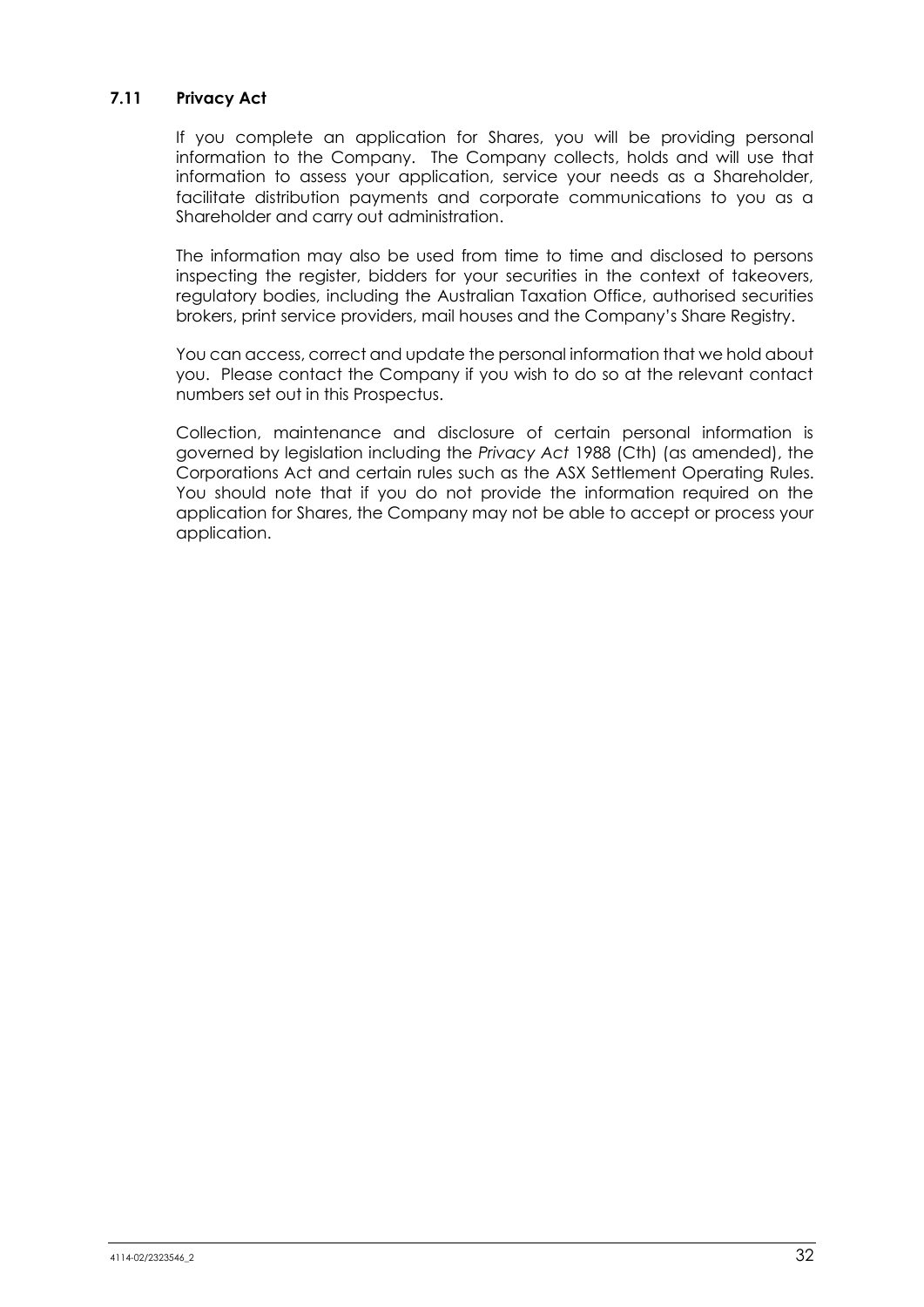### 7.11 Privacy Act

If you complete an application for Shares, you will be providing personal information to the Company. The Company collects, holds and will use that information to assess your application, service your needs as a Shareholder, facilitate distribution payments and corporate communications to you as a Shareholder and carry out administration.

The information may also be used from time to time and disclosed to persons inspecting the register, bidders for your securities in the context of takeovers, regulatory bodies, including the Australian Taxation Office, authorised securities brokers, print service providers, mail houses and the Company's Share Registry.

You can access, correct and update the personal information that we hold about you. Please contact the Company if you wish to do so at the relevant contact numbers set out in this Prospectus.

Collection, maintenance and disclosure of certain personal information is governed by legislation including the *Privacy Act* 1988 (Cth) (as amended), the Corporations Act and certain rules such as the ASX Settlement Operating Rules. You should note that if you do not provide the information required on the application for Shares, the Company may not be able to accept or process your application.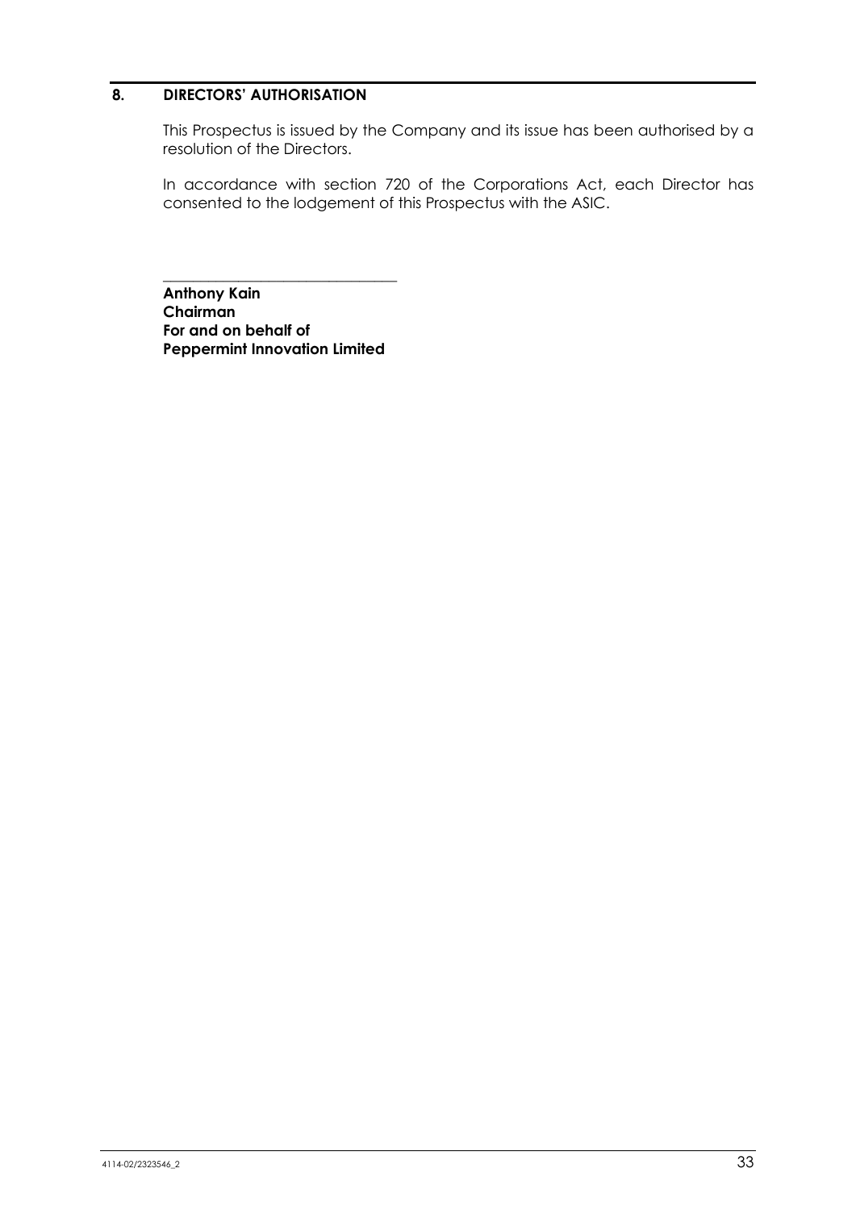## 8. DIRECTORS' AUTHORISATION

This Prospectus is issued by the Company and its issue has been authorised by a resolution of the Directors.

In accordance with section 720 of the Corporations Act, each Director has consented to the lodgement of this Prospectus with the ASIC.

_______________________________

**Anthony Kain**
**Chairman**
**For and on behalf of**
**Peppermint Innovation Limited**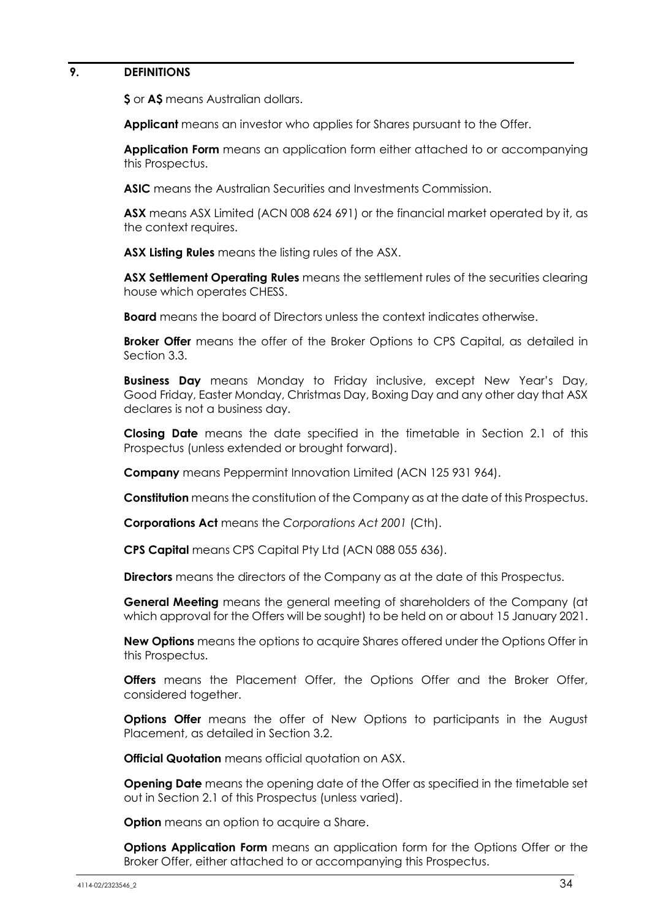## 9. DEFINITIONS

**$** or **A$** means Australian dollars.

**Applicant** means an investor who applies for Shares pursuant to the Offer.

**Application Form** means an application form either attached to or accompanying this Prospectus.

**ASIC** means the Australian Securities and Investments Commission.

**ASX** means ASX Limited (ACN 008 624 691) or the financial market operated by it, as the context requires.

**ASX Listing Rules** means the listing rules of the ASX.

**ASX Settlement Operating Rules** means the settlement rules of the securities clearing house which operates CHESS.

**Board** means the board of Directors unless the context indicates otherwise.

**Broker Offer** means the offer of the Broker Options to CPS Capital, as detailed in Section 3.3.

**Business Day** means Monday to Friday inclusive, except New Year's Day, Good Friday, Easter Monday, Christmas Day, Boxing Day and any other day that ASX declares is not a business day.

**Closing Date** means the date specified in the timetable in Section 2.1 of this Prospectus (unless extended or brought forward).

**Company** means Peppermint Innovation Limited (ACN 125 931 964).

**Constitution** means the constitution of the Company as at the date of this Prospectus.

**Corporations Act** means the *Corporations Act 2001* (Cth).

**CPS Capital** means CPS Capital Pty Ltd (ACN 088 055 636).

**Directors** means the directors of the Company as at the date of this Prospectus.

**General Meeting** means the general meeting of shareholders of the Company (at which approval for the Offers will be sought) to be held on or about 15 January 2021.

**New Options** means the options to acquire Shares offered under the Options Offer in this Prospectus.

**Offers** means the Placement Offer, the Options Offer and the Broker Offer, considered together.

**Options Offer** means the offer of New Options to participants in the August Placement, as detailed in Section 3.2.

**Official Quotation** means official quotation on ASX.

**Opening Date** means the opening date of the Offer as specified in the timetable set out in Section 2.1 of this Prospectus (unless varied).

**Option** means an option to acquire a Share.

**Options Application Form** means an application form for the Options Offer or the Broker Offer, either attached to or accompanying this Prospectus.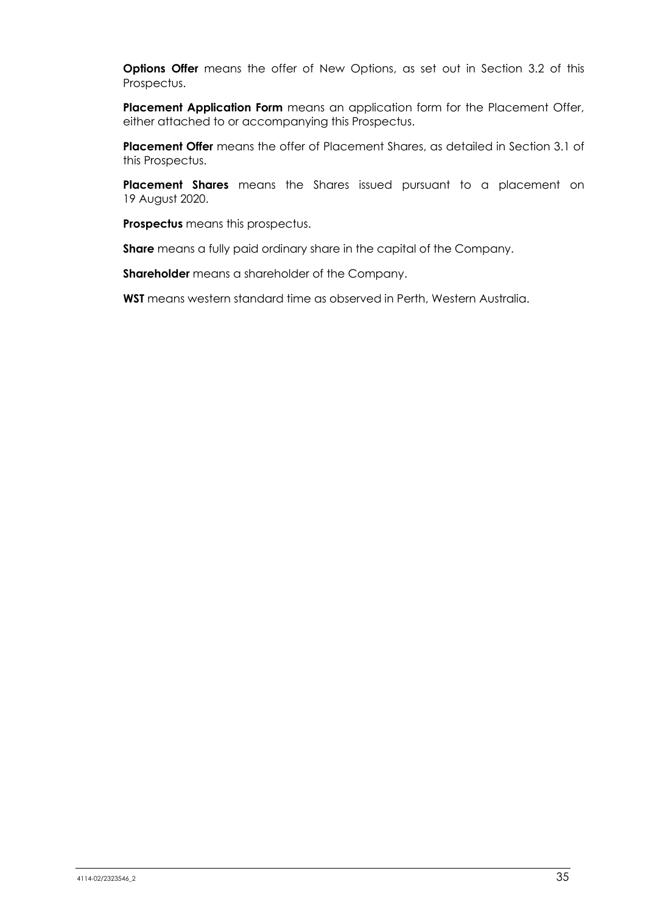**Options Offer** means the offer of New Options, as set out in Section 3.2 of this Prospectus.

**Placement Application Form** means an application form for the Placement Offer, either attached to or accompanying this Prospectus.

**Placement Offer** means the offer of Placement Shares, as detailed in Section 3.1 of this Prospectus.

**Placement Shares** means the Shares issued pursuant to a placement on 19 August 2020.

**Prospectus** means this prospectus.

**Share** means a fully paid ordinary share in the capital of the Company.

**Shareholder** means a shareholder of the Company.

**WST** means western standard time as observed in Perth, Western Australia.